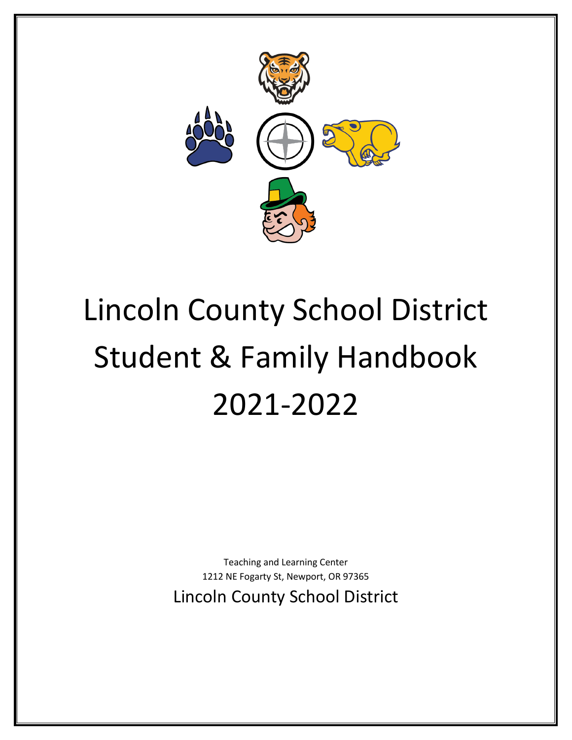# Lincoln County School District Student & Family Handbook 2021-2022

Teaching and Learning Center
1212 NE Fogarty St, Newport, OR 97365

Lincoln County School District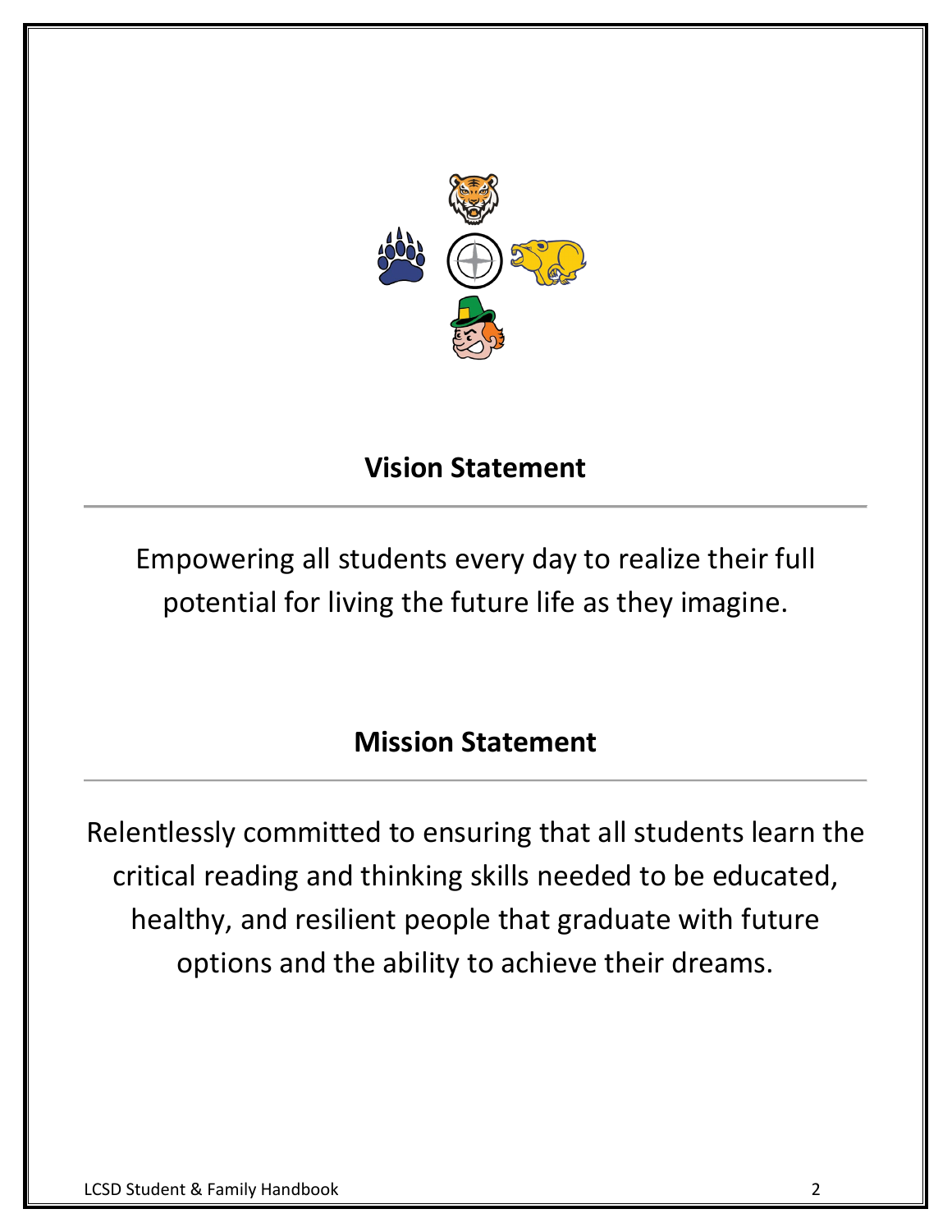## Vision Statement

Empowering all students every day to realize their full potential for living the future life as they imagine.

## Mission Statement

Relentlessly committed to ensuring that all students learn the critical reading and thinking skills needed to be educated, healthy, and resilient people that graduate with future options and the ability to achieve their dreams.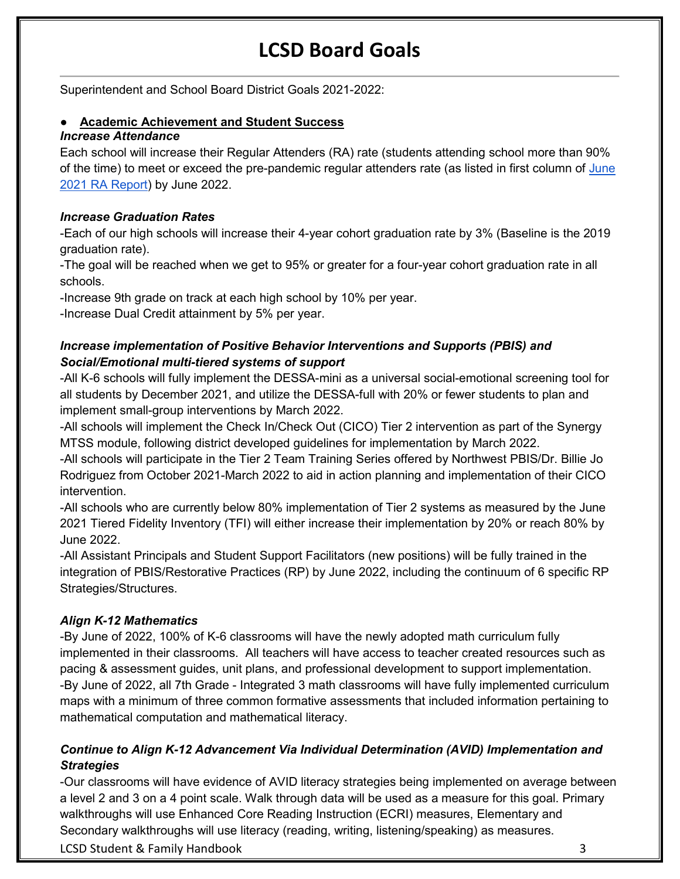# LCSD Board Goals

Superintendent and School Board District Goals 2021-2022:

- **Academic Achievement and Student Success**

***Increase Attendance***

Each school will increase their Regular Attenders (RA) rate (students attending school more than 90% of the time) to meet or exceed the pre-pandemic regular attenders rate (as listed in first column of [June 2021 RA Report](#)) by June 2022.

***Increase Graduation Rates***

-Each of our high schools will increase their 4-year cohort graduation rate by 3% (Baseline is the 2019 graduation rate).

-The goal will be reached when we get to 95% or greater for a four-year cohort graduation rate in all schools.

-Increase 9th grade on track at each high school by 10% per year.

-Increase Dual Credit attainment by 5% per year.

***Increase implementation of Positive Behavior Interventions and Supports (PBIS) and Social/Emotional multi-tiered systems of support***

-All K-6 schools will fully implement the DESSA-mini as a universal social-emotional screening tool for all students by December 2021, and utilize the DESSA-full with 20% or fewer students to plan and implement small-group interventions by March 2022.

-All schools will implement the Check In/Check Out (CICO) Tier 2 intervention as part of the Synergy MTSS module, following district developed guidelines for implementation by March 2022.

-All schools will participate in the Tier 2 Team Training Series offered by Northwest PBIS/Dr. Billie Jo Rodriguez from October 2021-March 2022 to aid in action planning and implementation of their CICO intervention.

-All schools who are currently below 80% implementation of Tier 2 systems as measured by the June 2021 Tiered Fidelity Inventory (TFI) will either increase their implementation by 20% or reach 80% by June 2022.

-All Assistant Principals and Student Support Facilitators (new positions) will be fully trained in the integration of PBIS/Restorative Practices (RP) by June 2022, including the continuum of 6 specific RP Strategies/Structures.

***Align K-12 Mathematics***

-By June of 2022, 100% of K-6 classrooms will have the newly adopted math curriculum fully implemented in their classrooms. All teachers will have access to teacher created resources such as pacing & assessment guides, unit plans, and professional development to support implementation.

-By June of 2022, all 7th Grade - Integrated 3 math classrooms will have fully implemented curriculum maps with a minimum of three common formative assessments that included information pertaining to mathematical computation and mathematical literacy.

***Continue to Align K-12 Advancement Via Individual Determination (AVID) Implementation and Strategies***

-Our classrooms will have evidence of AVID literacy strategies being implemented on average between a level 2 and 3 on a 4 point scale. Walk through data will be used as a measure for this goal. Primary walkthroughs will use Enhanced Core Reading Instruction (ECRI) measures, Elementary and Secondary walkthroughs will use literacy (reading, writing, listening/speaking) as measures.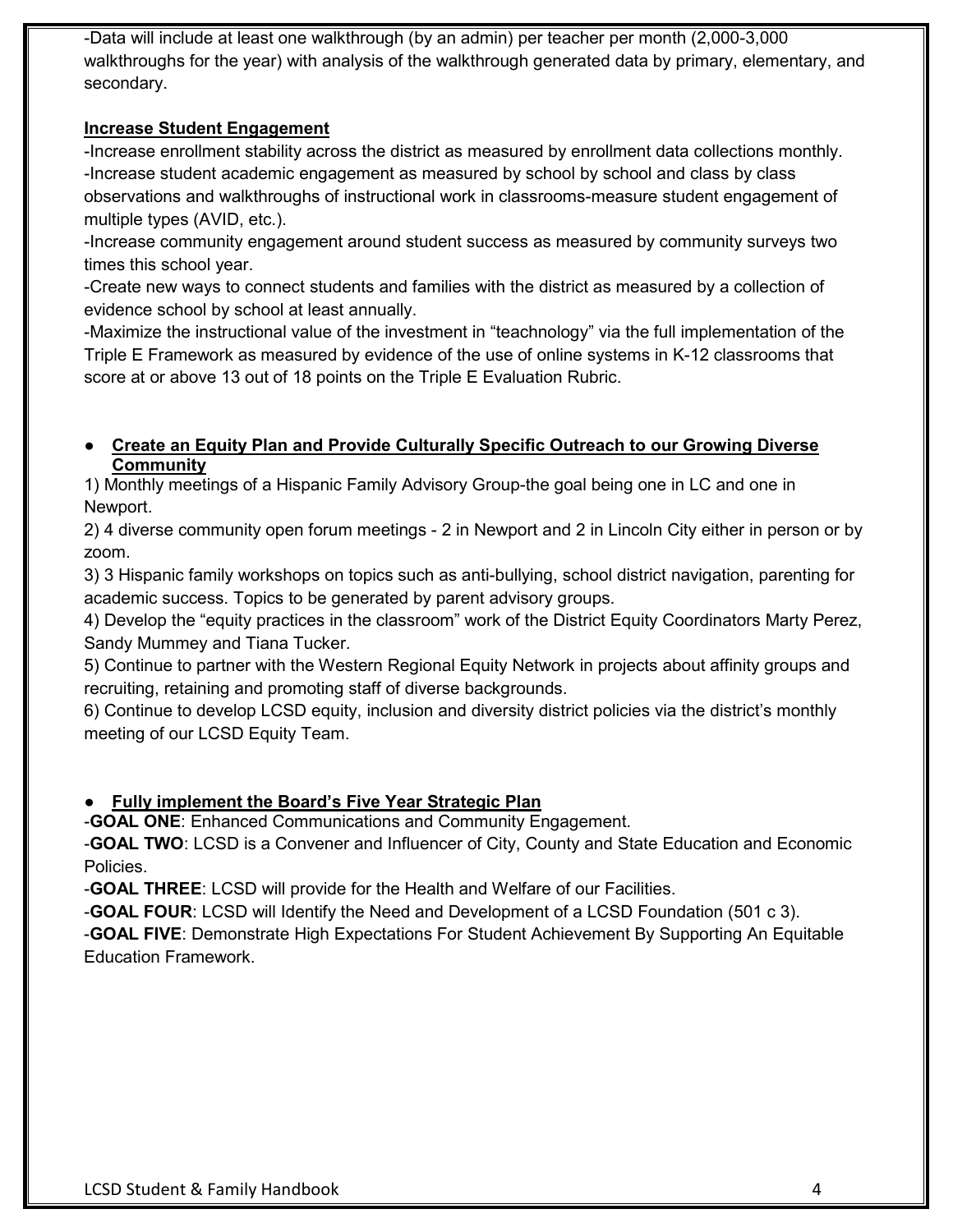-Data will include at least one walkthrough (by an admin) per teacher per month (2,000-3,000 walkthroughs for the year) with analysis of the walkthrough generated data by primary, elementary, and secondary.

**Increase Student Engagement**

-Increase enrollment stability across the district as measured by enrollment data collections monthly.
-Increase student academic engagement as measured by school by school and class by class observations and walkthroughs of instructional work in classrooms-measure student engagement of multiple types (AVID, etc.).
-Increase community engagement around student success as measured by community surveys two times this school year.
-Create new ways to connect students and families with the district as measured by a collection of evidence school by school at least annually.
-Maximize the instructional value of the investment in "teachnology" via the full implementation of the Triple E Framework as measured by evidence of the use of online systems in K-12 classrooms that score at or above 13 out of 18 points on the Triple E Evaluation Rubric.

- **Create an Equity Plan and Provide Culturally Specific Outreach to our Growing Diverse Community**

1) Monthly meetings of a Hispanic Family Advisory Group-the goal being one in LC and one in Newport.
2) 4 diverse community open forum meetings - 2 in Newport and 2 in Lincoln City either in person or by zoom.
3) 3 Hispanic family workshops on topics such as anti-bullying, school district navigation, parenting for academic success. Topics to be generated by parent advisory groups.
4) Develop the "equity practices in the classroom" work of the District Equity Coordinators Marty Perez, Sandy Mummey and Tiana Tucker.
5) Continue to partner with the Western Regional Equity Network in projects about affinity groups and recruiting, retaining and promoting staff of diverse backgrounds.
6) Continue to develop LCSD equity, inclusion and diversity district policies via the district's monthly meeting of our LCSD Equity Team.

- **Fully implement the Board's Five Year Strategic Plan**

-**GOAL ONE**: Enhanced Communications and Community Engagement.
-**GOAL TWO**: LCSD is a Convener and Influencer of City, County and State Education and Economic Policies.
-**GOAL THREE**: LCSD will provide for the Health and Welfare of our Facilities.
-**GOAL FOUR**: LCSD will Identify the Need and Development of a LCSD Foundation (501 c 3).
-**GOAL FIVE**: Demonstrate High Expectations For Student Achievement By Supporting An Equitable Education Framework.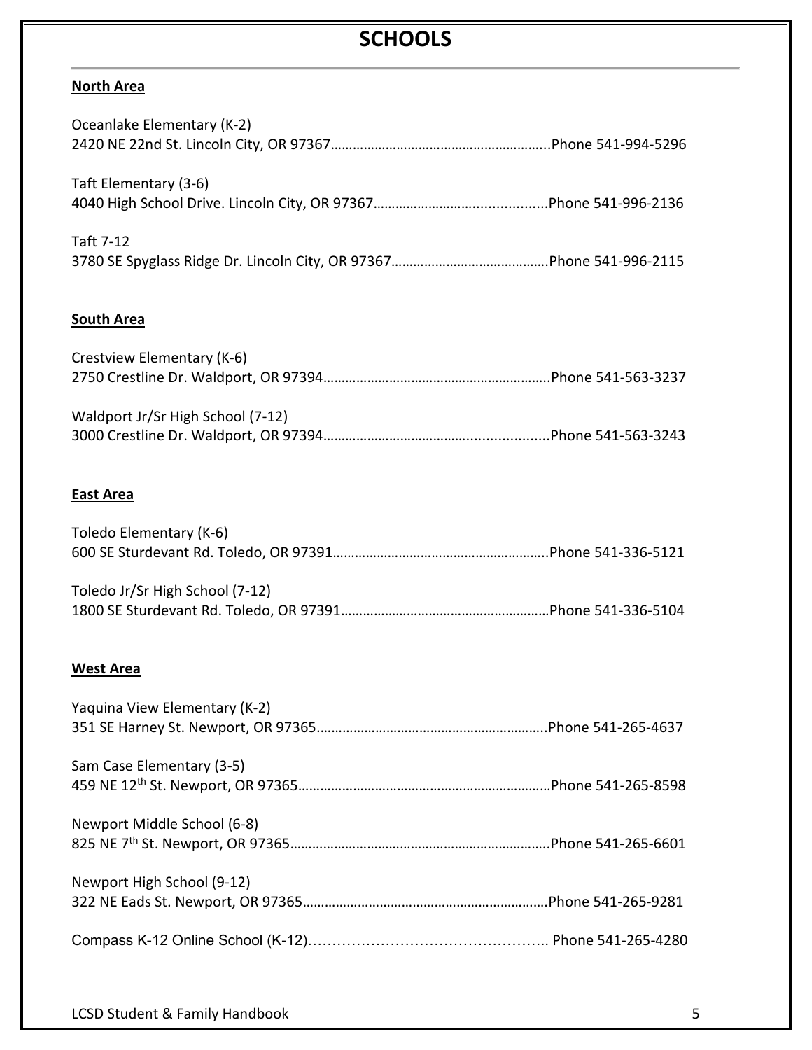# SCHOOLS

**North Area**

Oceanlake Elementary (K-2)
2420 NE 22nd St. Lincoln City, OR 97367.....................................................Phone 541-994-5296

Taft Elementary (3-6)
4040 High School Drive. Lincoln City, OR 97367.........................................Phone 541-996-2136

Taft 7-12
3780 SE Spyglass Ridge Dr. Lincoln City, OR 97367....................................Phone 541-996-2115

**South Area**

Crestview Elementary (K-6)
2750 Crestline Dr. Waldport, OR 97394.......................................................Phone 541-563-3237

Waldport Jr/Sr High School (7-12)
3000 Crestline Dr. Waldport, OR 97394.......................................................Phone 541-563-3243

**East Area**

Toledo Elementary (K-6)
600 SE Sturdevant Rd. Toledo, OR 97391.....................................................Phone 541-336-5121

Toledo Jr/Sr High School (7-12)
1800 SE Sturdevant Rd. Toledo, OR 97391...................................................Phone 541-336-5104

**West Area**

Yaquina View Elementary (K-2)
351 SE Harney St. Newport, OR 97365........................................................Phone 541-265-4637

Sam Case Elementary (3-5)
459 NE 12th St. Newport, OR 97365.............................................................Phone 541-265-8598

Newport Middle School (6-8)
825 NE 7th St. Newport, OR 97365...............................................................Phone 541-265-6601

Newport High School (9-12)
322 NE Eads St. Newport, OR 97365............................................................Phone 541-265-9281

Compass K-12 Online School (K-12)............................................... Phone 541-265-4280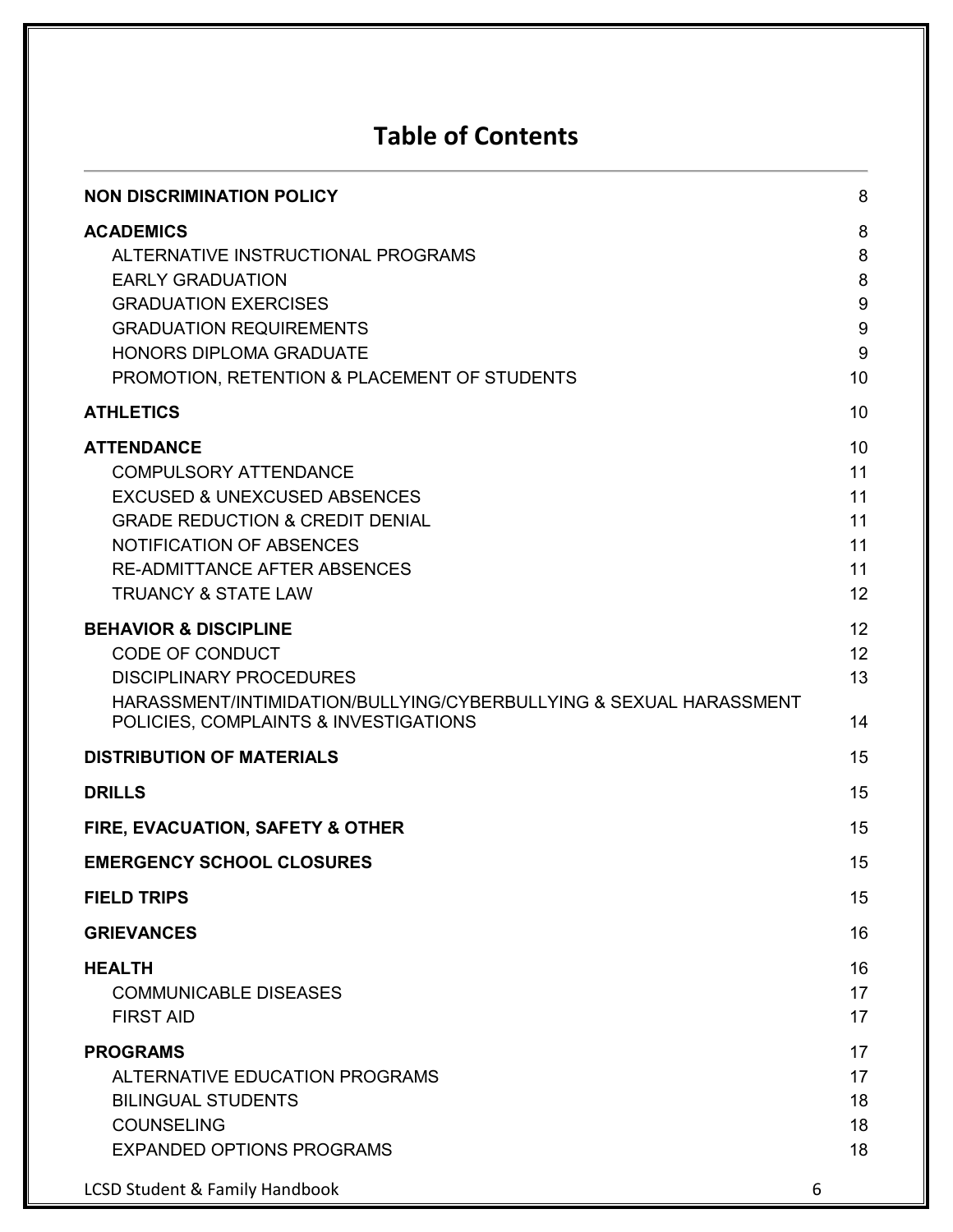# Table of Contents

| | |
|---|---|
| **NON DISCRIMINATION POLICY** | 8 |
| **ACADEMICS** | 8 |
| ALTERNATIVE INSTRUCTIONAL PROGRAMS | 8 |
| EARLY GRADUATION | 8 |
| GRADUATION EXERCISES | 9 |
| GRADUATION REQUIREMENTS | 9 |
| HONORS DIPLOMA GRADUATE | 9 |
| PROMOTION, RETENTION & PLACEMENT OF STUDENTS | 10 |
| **ATHLETICS** | 10 |
| **ATTENDANCE** | 10 |
| COMPULSORY ATTENDANCE | 11 |
| EXCUSED & UNEXCUSED ABSENCES | 11 |
| GRADE REDUCTION & CREDIT DENIAL | 11 |
| NOTIFICATION OF ABSENCES | 11 |
| RE-ADMITTANCE AFTER ABSENCES | 11 |
| TRUANCY & STATE LAW | 12 |
| **BEHAVIOR & DISCIPLINE** | 12 |
| CODE OF CONDUCT | 12 |
| DISCIPLINARY PROCEDURES | 13 |
| HARASSMENT/INTIMIDATION/BULLYING/CYBERBULLYING & SEXUAL HARASSMENT POLICIES, COMPLAINTS & INVESTIGATIONS | 14 |
| **DISTRIBUTION OF MATERIALS** | 15 |
| **DRILLS** | 15 |
| **FIRE, EVACUATION, SAFETY & OTHER** | 15 |
| **EMERGENCY SCHOOL CLOSURES** | 15 |
| **FIELD TRIPS** | 15 |
| **GRIEVANCES** | 16 |
| **HEALTH** | 16 |
| COMMUNICABLE DISEASES | 17 |
| FIRST AID | 17 |
| **PROGRAMS** | 17 |
| ALTERNATIVE EDUCATION PROGRAMS | 17 |
| BILINGUAL STUDENTS | 18 |
| COUNSELING | 18 |
| EXPANDED OPTIONS PROGRAMS | 18 |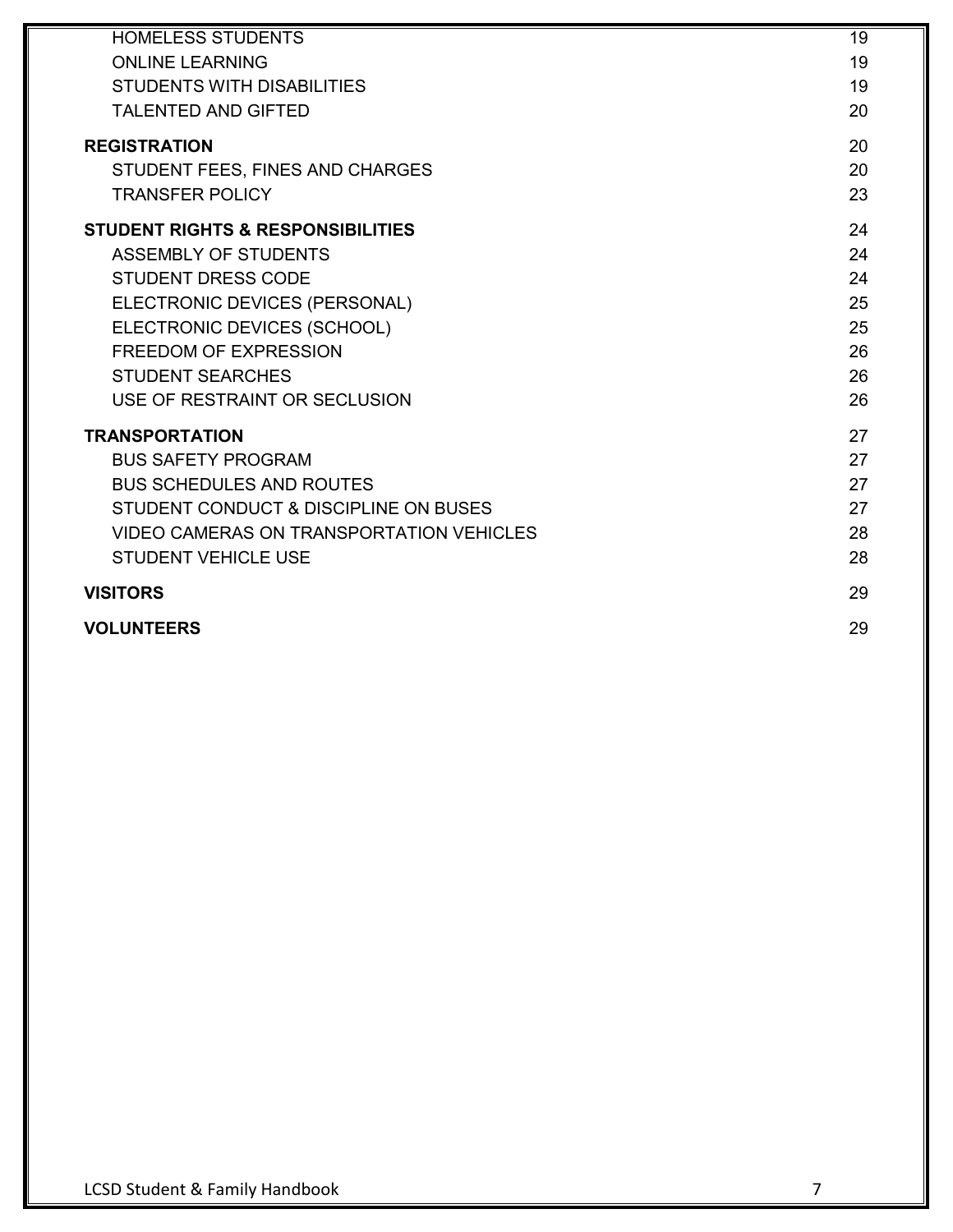| | |
|---|---|
| HOMELESS STUDENTS | 19 |
| ONLINE LEARNING | 19 |
| STUDENTS WITH DISABILITIES | 19 |
| TALENTED AND GIFTED | 20 |
| **REGISTRATION** | 20 |
| STUDENT FEES, FINES AND CHARGES | 20 |
| TRANSFER POLICY | 23 |
| **STUDENT RIGHTS & RESPONSIBILITIES** | 24 |
| ASSEMBLY OF STUDENTS | 24 |
| STUDENT DRESS CODE | 24 |
| ELECTRONIC DEVICES (PERSONAL) | 25 |
| ELECTRONIC DEVICES (SCHOOL) | 25 |
| FREEDOM OF EXPRESSION | 26 |
| STUDENT SEARCHES | 26 |
| USE OF RESTRAINT OR SECLUSION | 26 |
| **TRANSPORTATION** | 27 |
| BUS SAFETY PROGRAM | 27 |
| BUS SCHEDULES AND ROUTES | 27 |
| STUDENT CONDUCT & DISCIPLINE ON BUSES | 27 |
| VIDEO CAMERAS ON TRANSPORTATION VEHICLES | 28 |
| STUDENT VEHICLE USE | 28 |
| **VISITORS** | 29 |
| **VOLUNTEERS** | 29 |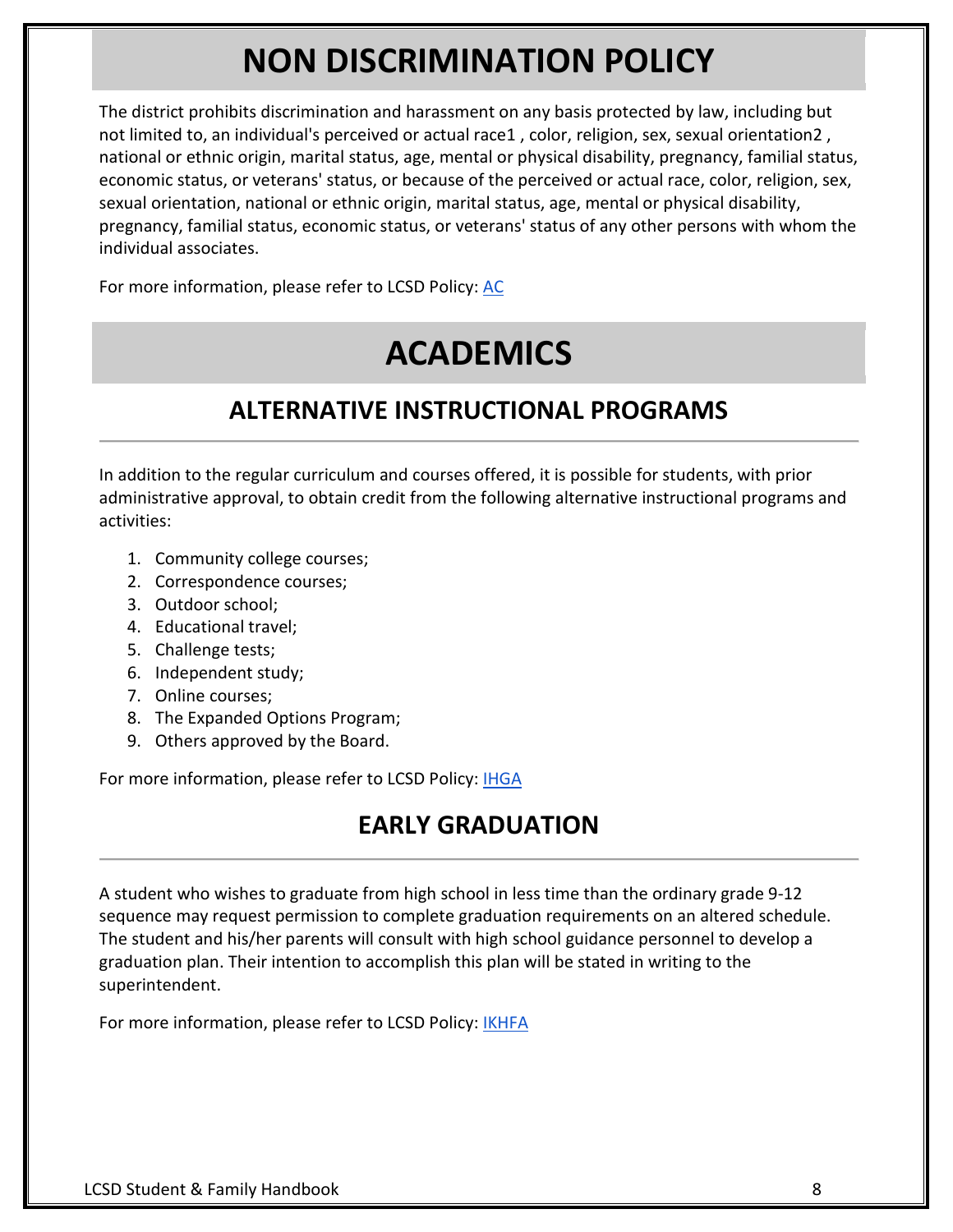# NON DISCRIMINATION POLICY

The district prohibits discrimination and harassment on any basis protected by law, including but not limited to, an individual's perceived or actual race[1], color, religion, sex, sexual orientation[2], national or ethnic origin, marital status, age, mental or physical disability, pregnancy, familial status, economic status, or veterans' status, or because of the perceived or actual race, color, religion, sex, sexual orientation, national or ethnic origin, marital status, age, mental or physical disability, pregnancy, familial status, economic status, or veterans' status of any other persons with whom the individual associates.

For more information, please refer to LCSD Policy: [AC]

# ACADEMICS

## ALTERNATIVE INSTRUCTIONAL PROGRAMS

In addition to the regular curriculum and courses offered, it is possible for students, with prior administrative approval, to obtain credit from the following alternative instructional programs and activities:

1. Community college courses;
2. Correspondence courses;
3. Outdoor school;
4. Educational travel;
5. Challenge tests;
6. Independent study;
7. Online courses;
8. The Expanded Options Program;
9. Others approved by the Board.

For more information, please refer to LCSD Policy: [IHGA]

## EARLY GRADUATION

A student who wishes to graduate from high school in less time than the ordinary grade 9-12 sequence may request permission to complete graduation requirements on an altered schedule. The student and his/her parents will consult with high school guidance personnel to develop a graduation plan. Their intention to accomplish this plan will be stated in writing to the superintendent.

For more information, please refer to LCSD Policy: [IKHFA]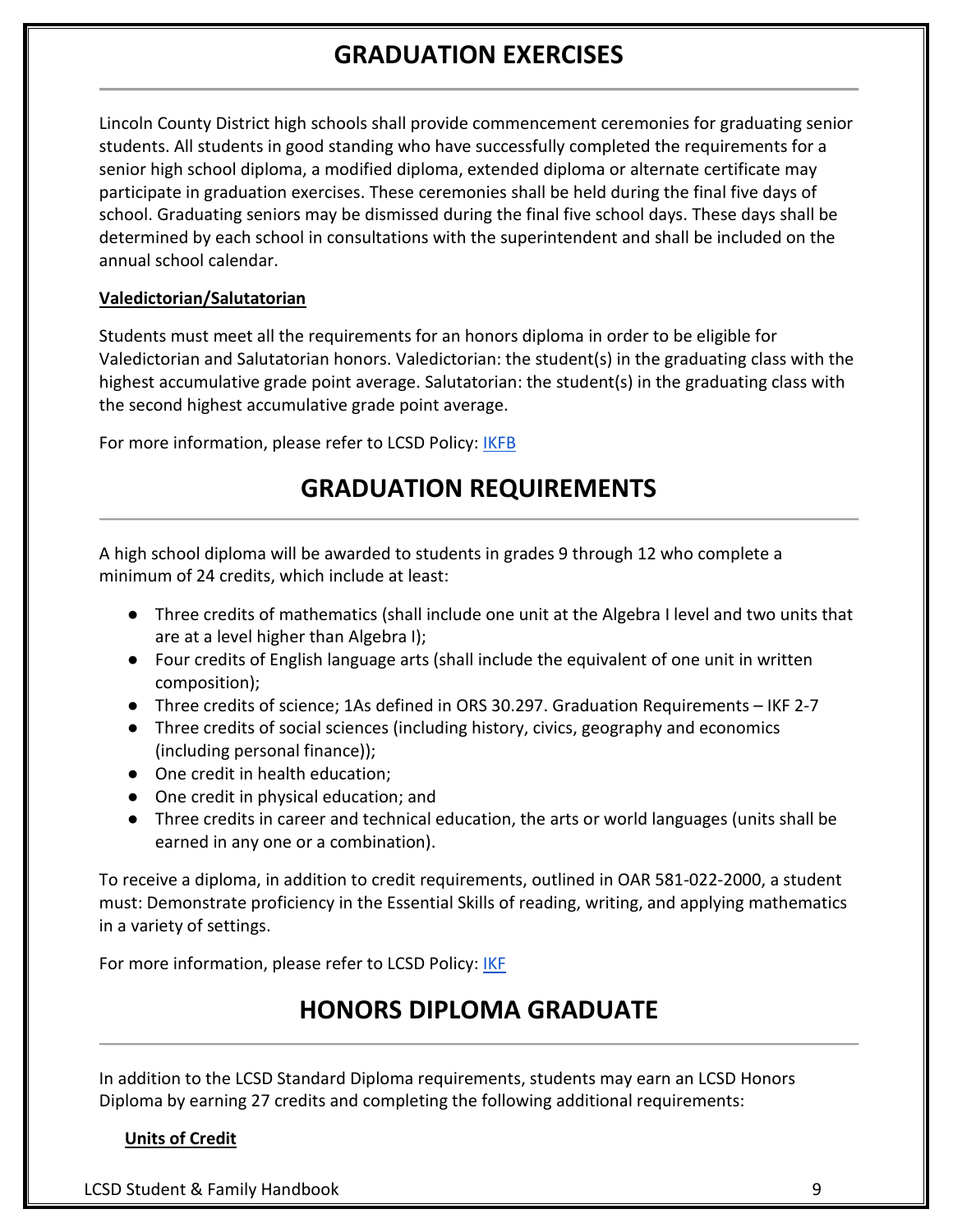# GRADUATION EXERCISES

Lincoln County District high schools shall provide commencement ceremonies for graduating senior students. All students in good standing who have successfully completed the requirements for a senior high school diploma, a modified diploma, extended diploma or alternate certificate may participate in graduation exercises. These ceremonies shall be held during the final five days of school. Graduating seniors may be dismissed during the final five school days. These days shall be determined by each school in consultations with the superintendent and shall be included on the annual school calendar.

**Valedictorian/Salutatorian**

Students must meet all the requirements for an honors diploma in order to be eligible for Valedictorian and Salutatorian honors. Valedictorian: the student(s) in the graduating class with the highest accumulative grade point average. Salutatorian: the student(s) in the graduating class with the second highest accumulative grade point average.

For more information, please refer to LCSD Policy: IKFB

# GRADUATION REQUIREMENTS

A high school diploma will be awarded to students in grades 9 through 12 who complete a minimum of 24 credits, which include at least:

- Three credits of mathematics (shall include one unit at the Algebra I level and two units that are at a level higher than Algebra I);
- Four credits of English language arts (shall include the equivalent of one unit in written composition);
- Three credits of science; 1As defined in ORS 30.297. Graduation Requirements – IKF 2-7
- Three credits of social sciences (including history, civics, geography and economics (including personal finance));
- One credit in health education;
- One credit in physical education; and
- Three credits in career and technical education, the arts or world languages (units shall be earned in any one or a combination).

To receive a diploma, in addition to credit requirements, outlined in OAR 581-022-2000, a student must: Demonstrate proficiency in the Essential Skills of reading, writing, and applying mathematics in a variety of settings.

For more information, please refer to LCSD Policy: IKF

# HONORS DIPLOMA GRADUATE

In addition to the LCSD Standard Diploma requirements, students may earn an LCSD Honors Diploma by earning 27 credits and completing the following additional requirements:

**Units of Credit**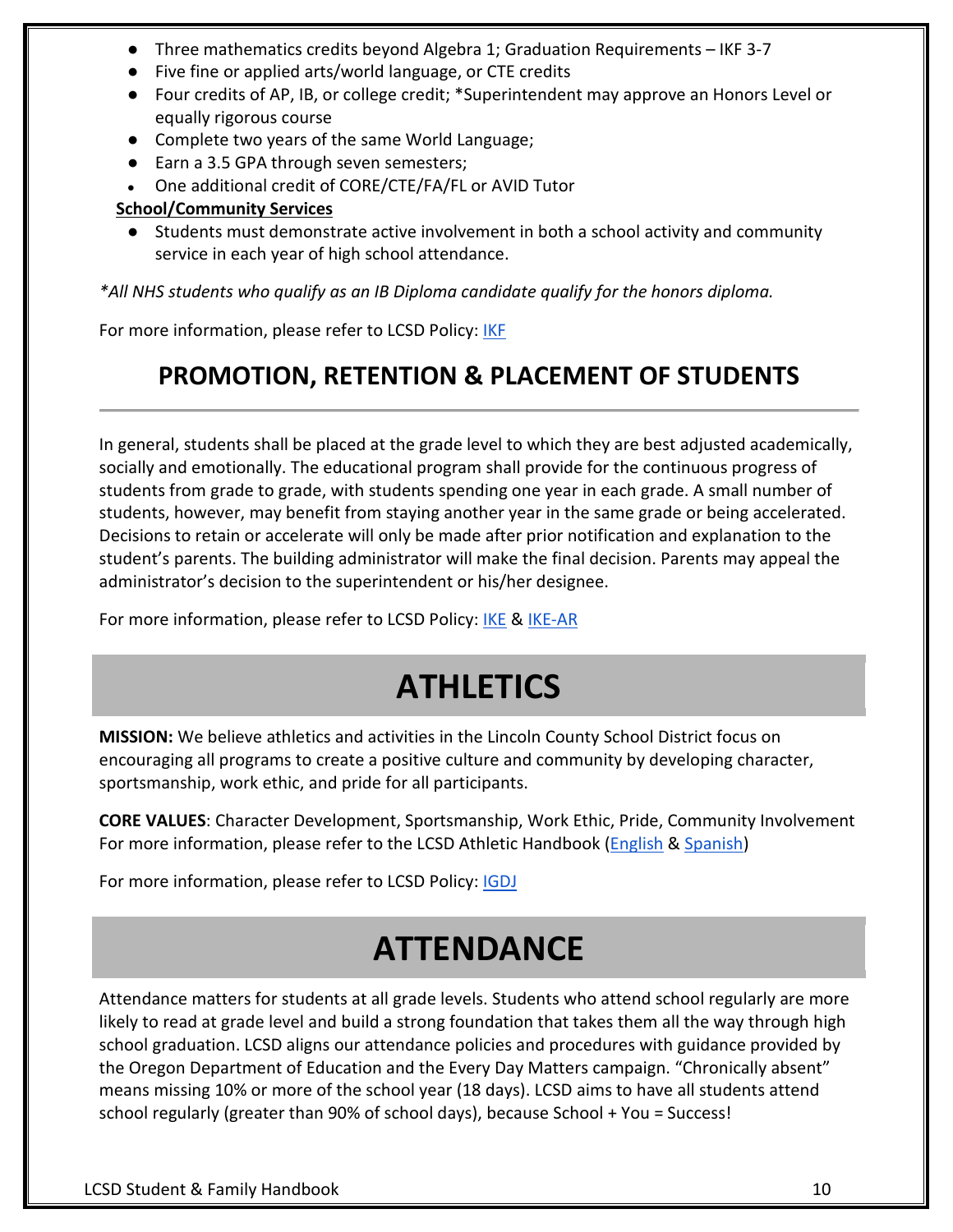- Three mathematics credits beyond Algebra 1; Graduation Requirements – IKF 3-7
- Five fine or applied arts/world language, or CTE credits
- Four credits of AP, IB, or college credit; *Superintendent may approve an Honors Level or equally rigorous course
- Complete two years of the same World Language;
- Earn a 3.5 GPA through seven semesters;
- One additional credit of CORE/CTE/FA/FL or AVID Tutor

**School/Community Services**

- Students must demonstrate active involvement in both a school activity and community service in each year of high school attendance.

*\*All NHS students who qualify as an IB Diploma candidate qualify for the honors diploma.*

For more information, please refer to LCSD Policy: IKF

## PROMOTION, RETENTION & PLACEMENT OF STUDENTS

In general, students shall be placed at the grade level to which they are best adjusted academically, socially and emotionally. The educational program shall provide for the continuous progress of students from grade to grade, with students spending one year in each grade. A small number of students, however, may benefit from staying another year in the same grade or being accelerated. Decisions to retain or accelerate will only be made after prior notification and explanation to the student's parents. The building administrator will make the final decision. Parents may appeal the administrator's decision to the superintendent or his/her designee.

For more information, please refer to LCSD Policy: IKE & IKE-AR

# ATHLETICS

**MISSION:** We believe athletics and activities in the Lincoln County School District focus on encouraging all programs to create a positive culture and community by developing character, sportsmanship, work ethic, and pride for all participants.

**CORE VALUES**: Character Development, Sportsmanship, Work Ethic, Pride, Community Involvement
For more information, please refer to the LCSD Athletic Handbook (English & Spanish)

For more information, please refer to LCSD Policy: IGDJ

# ATTENDANCE

Attendance matters for students at all grade levels. Students who attend school regularly are more likely to read at grade level and build a strong foundation that takes them all the way through high school graduation. LCSD aligns our attendance policies and procedures with guidance provided by the Oregon Department of Education and the Every Day Matters campaign. "Chronically absent" means missing 10% or more of the school year (18 days). LCSD aims to have all students attend school regularly (greater than 90% of school days), because School + You = Success!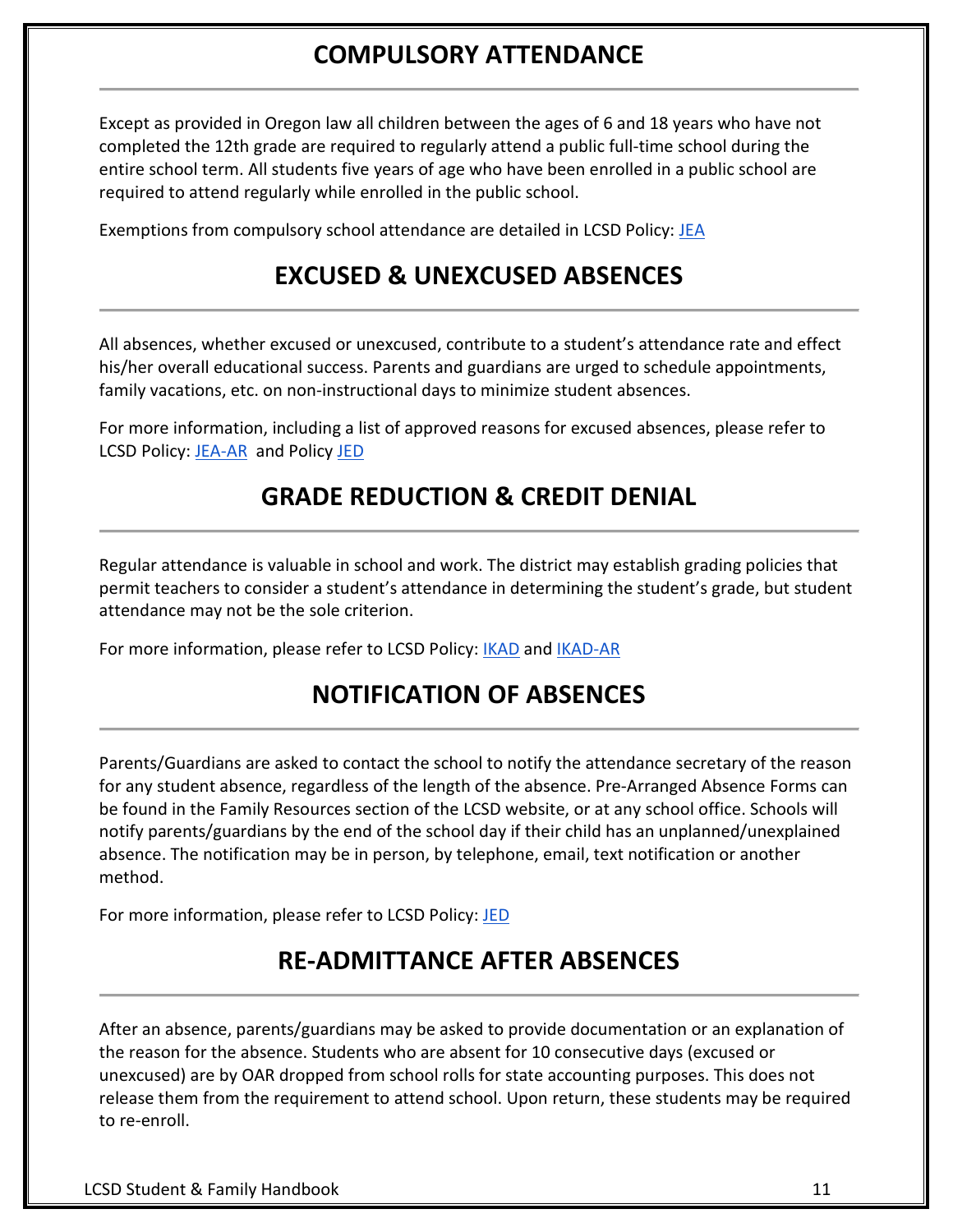## COMPULSORY ATTENDANCE

Except as provided in Oregon law all children between the ages of 6 and 18 years who have not completed the 12th grade are required to regularly attend a public full-time school during the entire school term. All students five years of age who have been enrolled in a public school are required to attend regularly while enrolled in the public school.

Exemptions from compulsory school attendance are detailed in LCSD Policy: JEA

## EXCUSED & UNEXCUSED ABSENCES

All absences, whether excused or unexcused, contribute to a student's attendance rate and effect his/her overall educational success. Parents and guardians are urged to schedule appointments, family vacations, etc. on non-instructional days to minimize student absences.

For more information, including a list of approved reasons for excused absences, please refer to LCSD Policy: JEA-AR and Policy JED

## GRADE REDUCTION & CREDIT DENIAL

Regular attendance is valuable in school and work. The district may establish grading policies that permit teachers to consider a student's attendance in determining the student's grade, but student attendance may not be the sole criterion.

For more information, please refer to LCSD Policy: IKAD and IKAD-AR

## NOTIFICATION OF ABSENCES

Parents/Guardians are asked to contact the school to notify the attendance secretary of the reason for any student absence, regardless of the length of the absence. Pre-Arranged Absence Forms can be found in the Family Resources section of the LCSD website, or at any school office. Schools will notify parents/guardians by the end of the school day if their child has an unplanned/unexplained absence. The notification may be in person, by telephone, email, text notification or another method.

For more information, please refer to LCSD Policy: JED

## RE-ADMITTANCE AFTER ABSENCES

After an absence, parents/guardians may be asked to provide documentation or an explanation of the reason for the absence. Students who are absent for 10 consecutive days (excused or unexcused) are by OAR dropped from school rolls for state accounting purposes. This does not release them from the requirement to attend school. Upon return, these students may be required to re-enroll.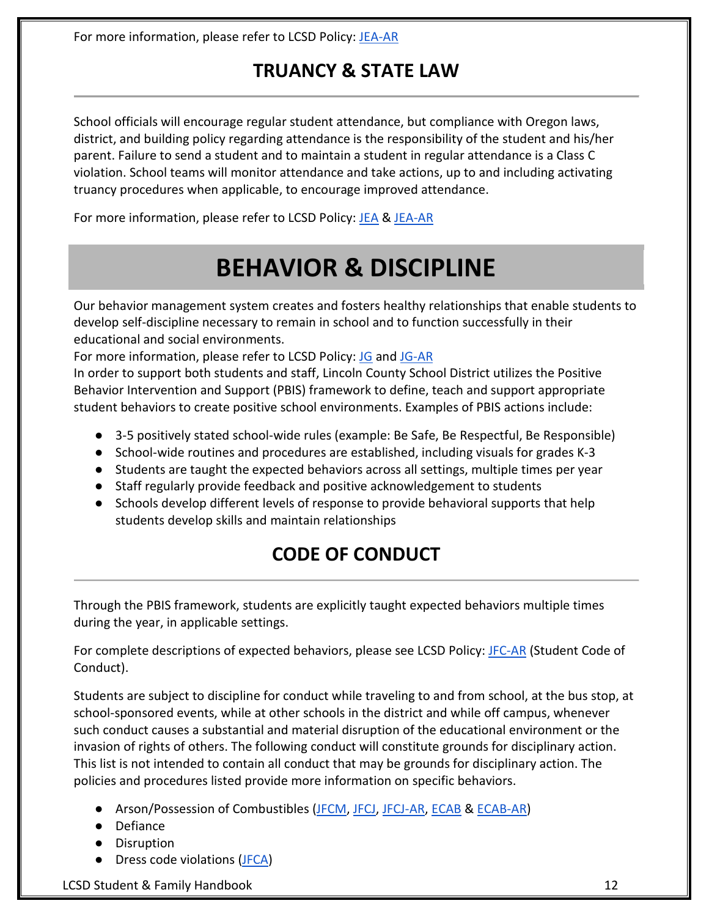For more information, please refer to LCSD Policy: JEA-AR

## TRUANCY & STATE LAW

School officials will encourage regular student attendance, but compliance with Oregon laws, district, and building policy regarding attendance is the responsibility of the student and his/her parent. Failure to send a student and to maintain a student in regular attendance is a Class C violation. School teams will monitor attendance and take actions, up to and including activating truancy procedures when applicable, to encourage improved attendance.

For more information, please refer to LCSD Policy: JEA & JEA-AR

# BEHAVIOR & DISCIPLINE

Our behavior management system creates and fosters healthy relationships that enable students to develop self-discipline necessary to remain in school and to function successfully in their educational and social environments.
For more information, please refer to LCSD Policy: JG and JG-AR
In order to support both students and staff, Lincoln County School District utilizes the Positive Behavior Intervention and Support (PBIS) framework to define, teach and support appropriate student behaviors to create positive school environments. Examples of PBIS actions include:

- 3-5 positively stated school-wide rules (example: Be Safe, Be Respectful, Be Responsible)
- School-wide routines and procedures are established, including visuals for grades K-3
- Students are taught the expected behaviors across all settings, multiple times per year
- Staff regularly provide feedback and positive acknowledgement to students
- Schools develop different levels of response to provide behavioral supports that help students develop skills and maintain relationships

## CODE OF CONDUCT

Through the PBIS framework, students are explicitly taught expected behaviors multiple times during the year, in applicable settings.

For complete descriptions of expected behaviors, please see LCSD Policy: JFC-AR (Student Code of Conduct).

Students are subject to discipline for conduct while traveling to and from school, at the bus stop, at school-sponsored events, while at other schools in the district and while off campus, whenever such conduct causes a substantial and material disruption of the educational environment or the invasion of rights of others. The following conduct will constitute grounds for disciplinary action. This list is not intended to contain all conduct that may be grounds for disciplinary action. The policies and procedures listed provide more information on specific behaviors.

- Arson/Possession of Combustibles (JFCM, JFCJ, JFCJ-AR, ECAB & ECAB-AR)
- Defiance
- Disruption
- Dress code violations (JFCA)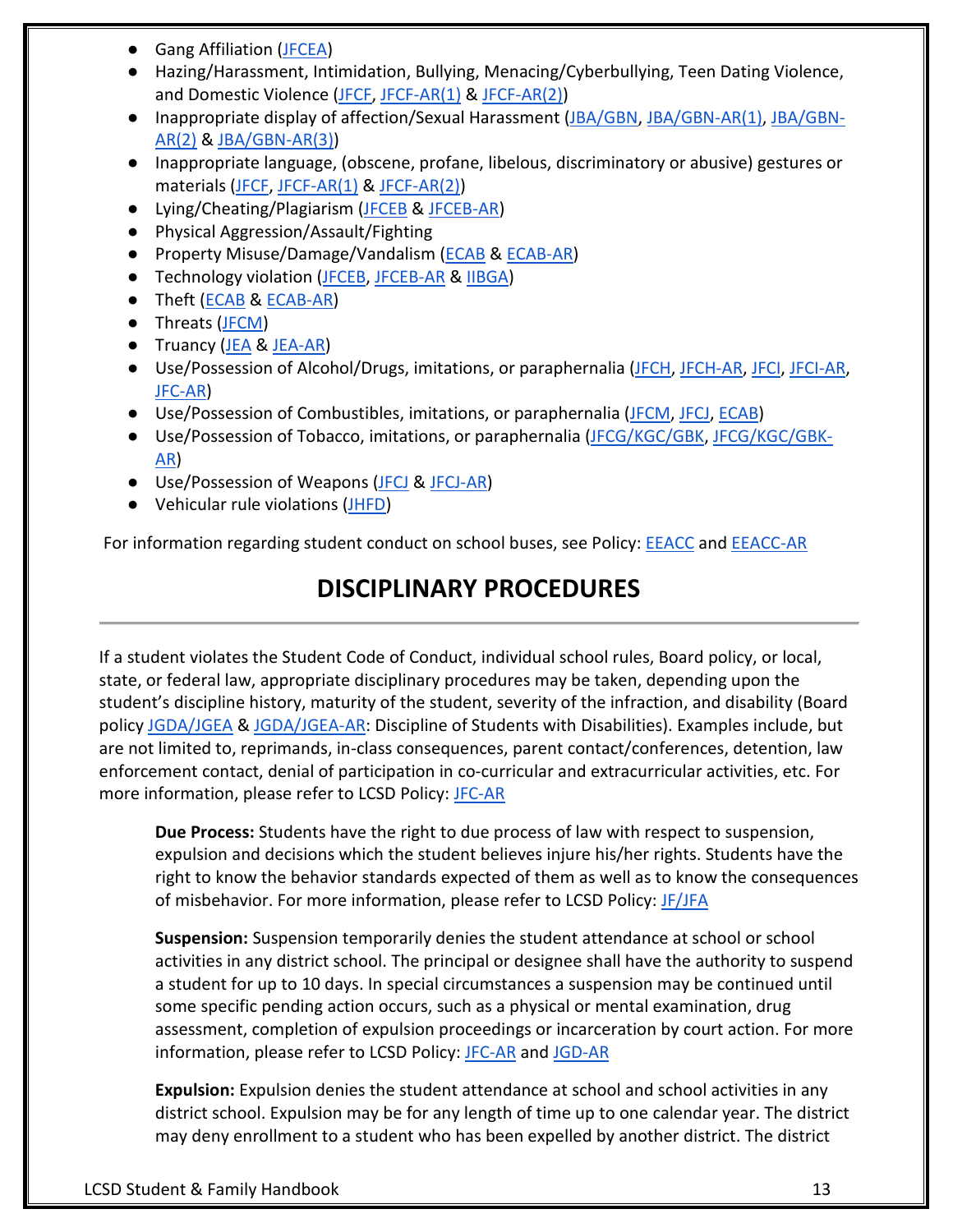- Gang Affiliation (JFCEA)
- Hazing/Harassment, Intimidation, Bullying, Menacing/Cyberbullying, Teen Dating Violence, and Domestic Violence (JFCF, JFCF-AR(1) & JFCF-AR(2))
- Inappropriate display of affection/Sexual Harassment (JBA/GBN, JBA/GBN-AR(1), JBA/GBN-AR(2) & JBA/GBN-AR(3))
- Inappropriate language, (obscene, profane, libelous, discriminatory or abusive) gestures or materials (JFCF, JFCF-AR(1) & JFCF-AR(2))
- Lying/Cheating/Plagiarism (JFCEB & JFCEB-AR)
- Physical Aggression/Assault/Fighting
- Property Misuse/Damage/Vandalism (ECAB & ECAB-AR)
- Technology violation (JFCEB, JFCEB-AR & IIBGA)
- Theft (ECAB & ECAB-AR)
- Threats (JFCM)
- Truancy (JEA & JEA-AR)
- Use/Possession of Alcohol/Drugs, imitations, or paraphernalia (JFCH, JFCH-AR, JFCI, JFCI-AR, JFC-AR)
- Use/Possession of Combustibles, imitations, or paraphernalia (JFCM, JFCJ, ECAB)
- Use/Possession of Tobacco, imitations, or paraphernalia (JFCG/KGC/GBK, JFCG/KGC/GBK-AR)
- Use/Possession of Weapons (JFCJ & JFCJ-AR)
- Vehicular rule violations (JHFD)

For information regarding student conduct on school buses, see Policy: EEACC and EEACC-AR

# DISCIPLINARY PROCEDURES

If a student violates the Student Code of Conduct, individual school rules, Board policy, or local, state, or federal law, appropriate disciplinary procedures may be taken, depending upon the student's discipline history, maturity of the student, severity of the infraction, and disability (Board policy JGDA/JGEA & JGDA/JGEA-AR: Discipline of Students with Disabilities). Examples include, but are not limited to, reprimands, in-class consequences, parent contact/conferences, detention, law enforcement contact, denial of participation in co-curricular and extracurricular activities, etc. For more information, please refer to LCSD Policy: JFC-AR

**Due Process:** Students have the right to due process of law with respect to suspension, expulsion and decisions which the student believes injure his/her rights. Students have the right to know the behavior standards expected of them as well as to know the consequences of misbehavior. For more information, please refer to LCSD Policy: JF/JFA

**Suspension:** Suspension temporarily denies the student attendance at school or school activities in any district school. The principal or designee shall have the authority to suspend a student for up to 10 days. In special circumstances a suspension may be continued until some specific pending action occurs, such as a physical or mental examination, drug assessment, completion of expulsion proceedings or incarceration by court action. For more information, please refer to LCSD Policy: JFC-AR and JGD-AR

**Expulsion:** Expulsion denies the student attendance at school and school activities in any district school. Expulsion may be for any length of time up to one calendar year. The district may deny enrollment to a student who has been expelled by another district. The district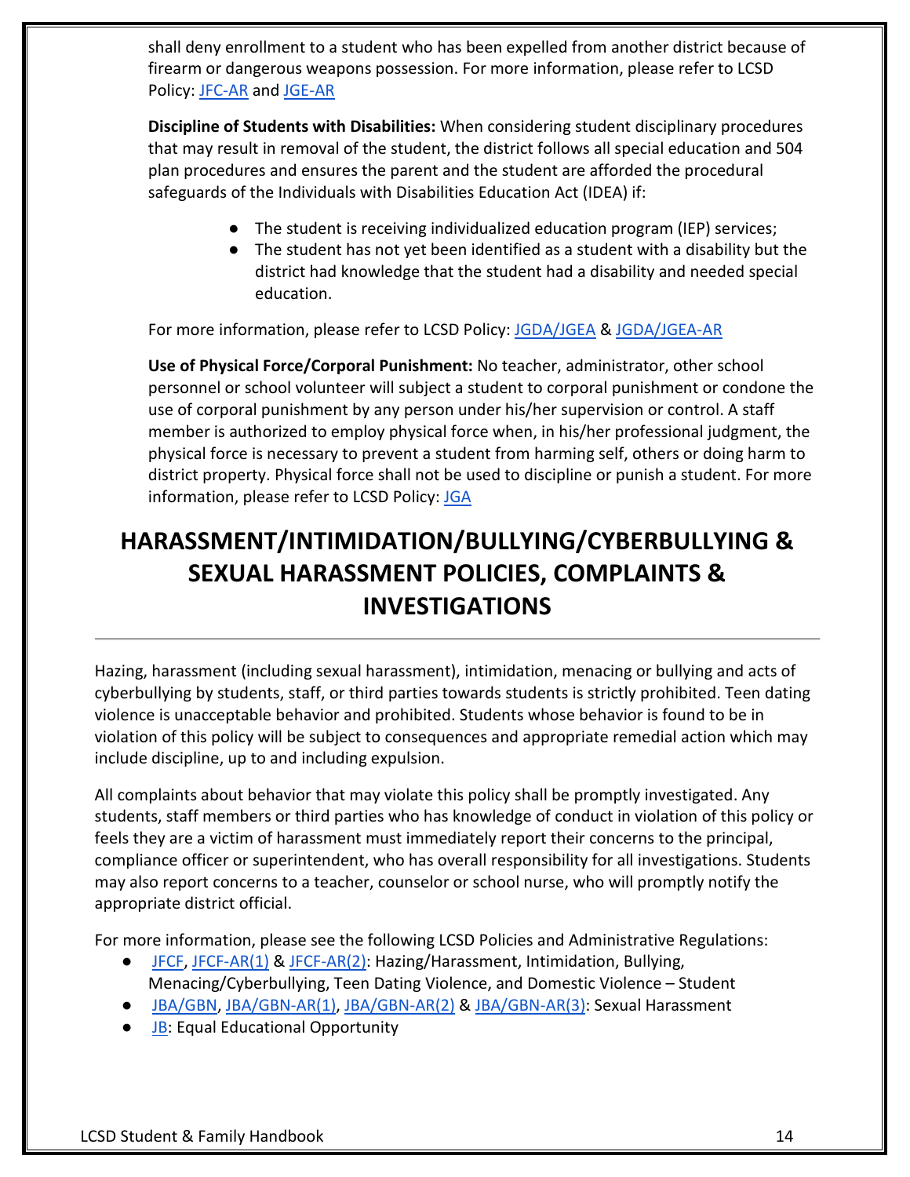shall deny enrollment to a student who has been expelled from another district because of firearm or dangerous weapons possession. For more information, please refer to LCSD Policy: JFC-AR and JGE-AR

**Discipline of Students with Disabilities:** When considering student disciplinary procedures that may result in removal of the student, the district follows all special education and 504 plan procedures and ensures the parent and the student are afforded the procedural safeguards of the Individuals with Disabilities Education Act (IDEA) if:

- The student is receiving individualized education program (IEP) services;
- The student has not yet been identified as a student with a disability but the district had knowledge that the student had a disability and needed special education.

For more information, please refer to LCSD Policy: JGDA/JGEA & JGDA/JGEA-AR

**Use of Physical Force/Corporal Punishment:** No teacher, administrator, other school personnel or school volunteer will subject a student to corporal punishment or condone the use of corporal punishment by any person under his/her supervision or control. A staff member is authorized to employ physical force when, in his/her professional judgment, the physical force is necessary to prevent a student from harming self, others or doing harm to district property. Physical force shall not be used to discipline or punish a student. For more information, please refer to LCSD Policy: JGA

# HARASSMENT/INTIMIDATION/BULLYING/CYBERBULLYING & SEXUAL HARASSMENT POLICIES, COMPLAINTS & INVESTIGATIONS

Hazing, harassment (including sexual harassment), intimidation, menacing or bullying and acts of cyberbullying by students, staff, or third parties towards students is strictly prohibited. Teen dating violence is unacceptable behavior and prohibited. Students whose behavior is found to be in violation of this policy will be subject to consequences and appropriate remedial action which may include discipline, up to and including expulsion.

All complaints about behavior that may violate this policy shall be promptly investigated. Any students, staff members or third parties who has knowledge of conduct in violation of this policy or feels they are a victim of harassment must immediately report their concerns to the principal, compliance officer or superintendent, who has overall responsibility for all investigations. Students may also report concerns to a teacher, counselor or school nurse, who will promptly notify the appropriate district official.

For more information, please see the following LCSD Policies and Administrative Regulations:

- JFCF, JFCF-AR(1) & JFCF-AR(2): Hazing/Harassment, Intimidation, Bullying, Menacing/Cyberbullying, Teen Dating Violence, and Domestic Violence – Student
- JBA/GBN, JBA/GBN-AR(1), JBA/GBN-AR(2) & JBA/GBN-AR(3): Sexual Harassment
- JB: Equal Educational Opportunity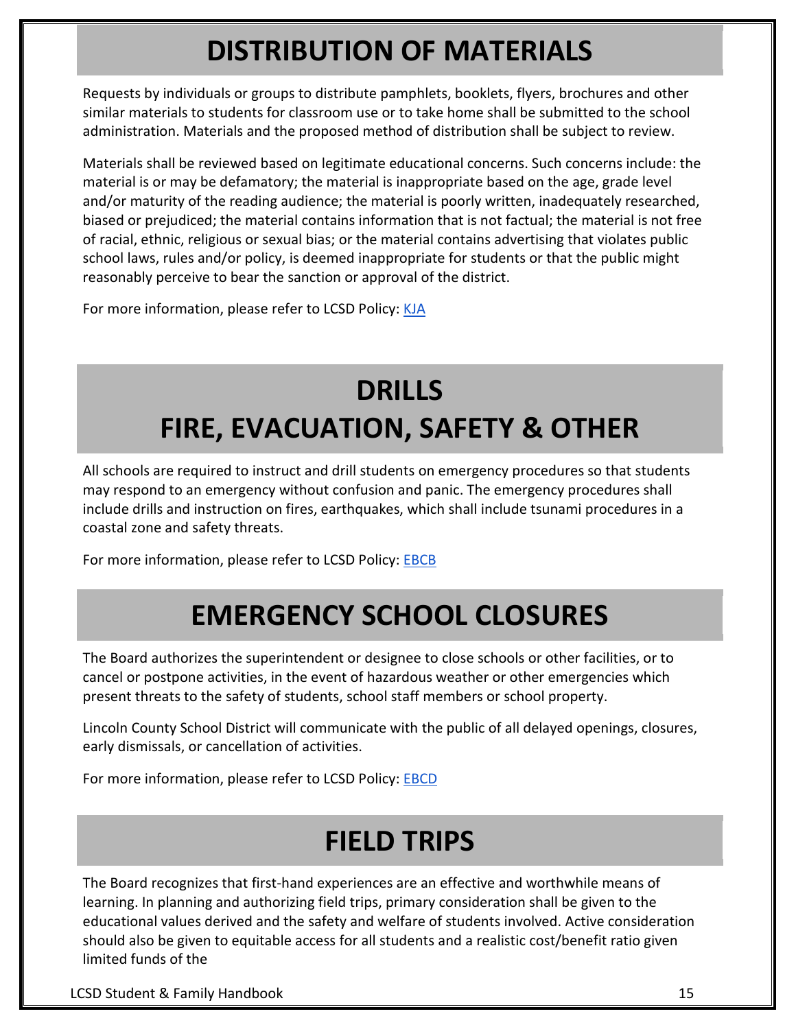# DISTRIBUTION OF MATERIALS

Requests by individuals or groups to distribute pamphlets, booklets, flyers, brochures and other similar materials to students for classroom use or to take home shall be submitted to the school administration. Materials and the proposed method of distribution shall be subject to review.

Materials shall be reviewed based on legitimate educational concerns. Such concerns include: the material is or may be defamatory; the material is inappropriate based on the age, grade level and/or maturity of the reading audience; the material is poorly written, inadequately researched, biased or prejudiced; the material contains information that is not factual; the material is not free of racial, ethnic, religious or sexual bias; or the material contains advertising that violates public school laws, rules and/or policy, is deemed inappropriate for students or that the public might reasonably perceive to bear the sanction or approval of the district.

For more information, please refer to LCSD Policy: KJA

# DRILLS
# FIRE, EVACUATION, SAFETY & OTHER

All schools are required to instruct and drill students on emergency procedures so that students may respond to an emergency without confusion and panic. The emergency procedures shall include drills and instruction on fires, earthquakes, which shall include tsunami procedures in a coastal zone and safety threats.

For more information, please refer to LCSD Policy: EBCB

# EMERGENCY SCHOOL CLOSURES

The Board authorizes the superintendent or designee to close schools or other facilities, or to cancel or postpone activities, in the event of hazardous weather or other emergencies which present threats to the safety of students, school staff members or school property.

Lincoln County School District will communicate with the public of all delayed openings, closures, early dismissals, or cancellation of activities.

For more information, please refer to LCSD Policy: EBCD

# FIELD TRIPS

The Board recognizes that first-hand experiences are an effective and worthwhile means of learning. In planning and authorizing field trips, primary consideration shall be given to the educational values derived and the safety and welfare of students involved. Active consideration should also be given to equitable access for all students and a realistic cost/benefit ratio given limited funds of the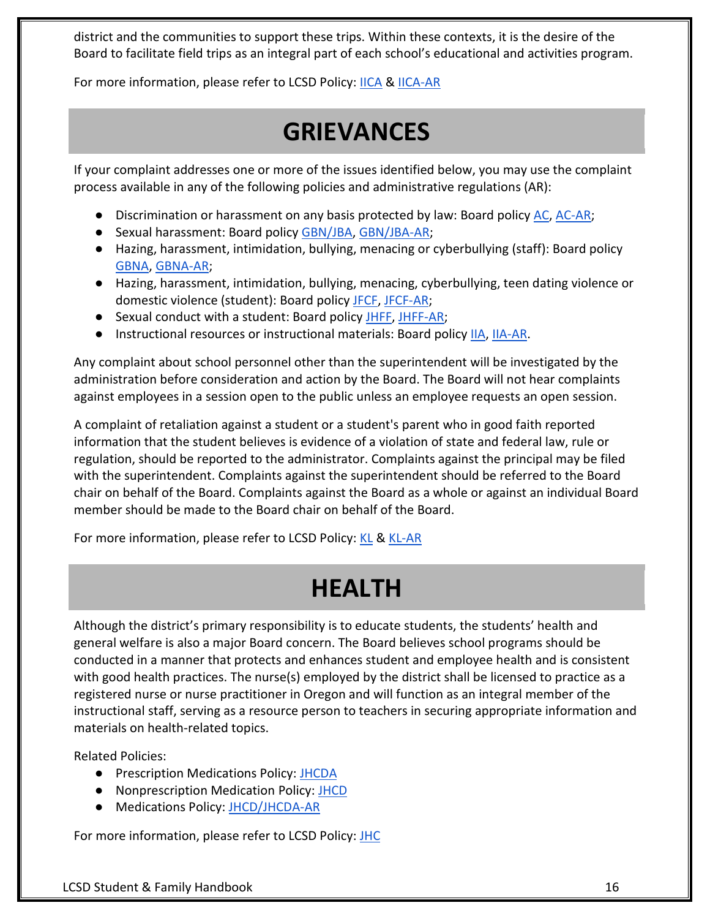district and the communities to support these trips. Within these contexts, it is the desire of the Board to facilitate field trips as an integral part of each school's educational and activities program.

For more information, please refer to LCSD Policy: IICA & IICA-AR

# GRIEVANCES

If your complaint addresses one or more of the issues identified below, you may use the complaint process available in any of the following policies and administrative regulations (AR):

- Discrimination or harassment on any basis protected by law: Board policy AC, AC-AR;
- Sexual harassment: Board policy GBN/JBA, GBN/JBA-AR;
- Hazing, harassment, intimidation, bullying, menacing or cyberbullying (staff): Board policy GBNA, GBNA-AR;
- Hazing, harassment, intimidation, bullying, menacing, cyberbullying, teen dating violence or domestic violence (student): Board policy JFCF, JFCF-AR;
- Sexual conduct with a student: Board policy JHFF, JHFF-AR;
- Instructional resources or instructional materials: Board policy IIA, IIA-AR.

Any complaint about school personnel other than the superintendent will be investigated by the administration before consideration and action by the Board. The Board will not hear complaints against employees in a session open to the public unless an employee requests an open session.

A complaint of retaliation against a student or a student's parent who in good faith reported information that the student believes is evidence of a violation of state and federal law, rule or regulation, should be reported to the administrator. Complaints against the principal may be filed with the superintendent. Complaints against the superintendent should be referred to the Board chair on behalf of the Board. Complaints against the Board as a whole or against an individual Board member should be made to the Board chair on behalf of the Board.

For more information, please refer to LCSD Policy: KL & KL-AR

# HEALTH

Although the district's primary responsibility is to educate students, the students' health and general welfare is also a major Board concern. The Board believes school programs should be conducted in a manner that protects and enhances student and employee health and is consistent with good health practices. The nurse(s) employed by the district shall be licensed to practice as a registered nurse or nurse practitioner in Oregon and will function as an integral member of the instructional staff, serving as a resource person to teachers in securing appropriate information and materials on health-related topics.

Related Policies:

- Prescription Medications Policy: JHCDA
- Nonprescription Medication Policy: JHCD
- Medications Policy: JHCD/JHCDA-AR

For more information, please refer to LCSD Policy: JHC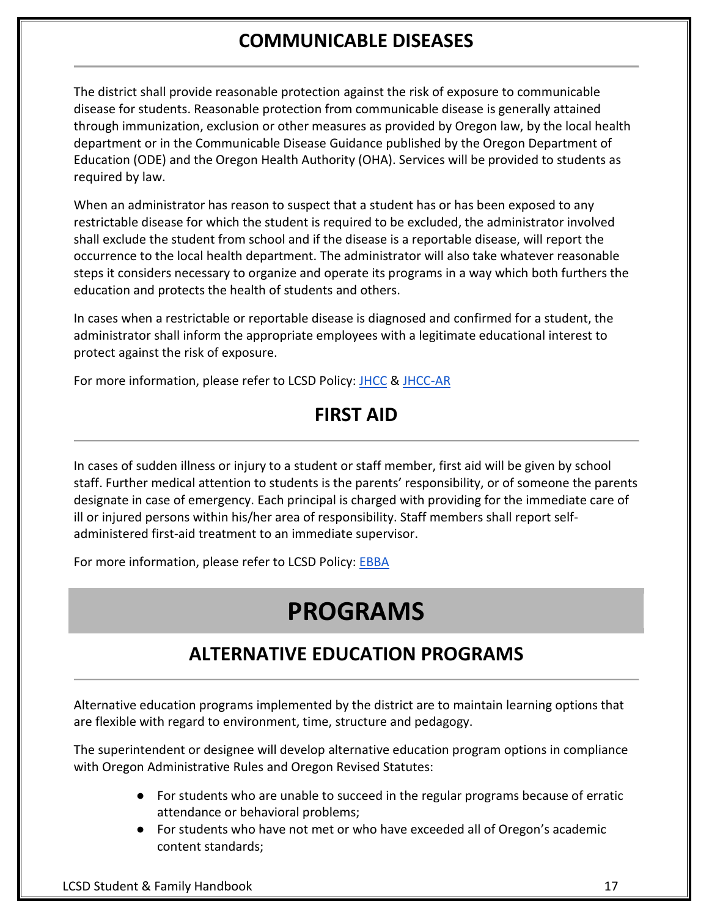## COMMUNICABLE DISEASES

The district shall provide reasonable protection against the risk of exposure to communicable disease for students. Reasonable protection from communicable disease is generally attained through immunization, exclusion or other measures as provided by Oregon law, by the local health department or in the Communicable Disease Guidance published by the Oregon Department of Education (ODE) and the Oregon Health Authority (OHA). Services will be provided to students as required by law.

When an administrator has reason to suspect that a student has or has been exposed to any restrictable disease for which the student is required to be excluded, the administrator involved shall exclude the student from school and if the disease is a reportable disease, will report the occurrence to the local health department. The administrator will also take whatever reasonable steps it considers necessary to organize and operate its programs in a way which both furthers the education and protects the health of students and others.

In cases when a restrictable or reportable disease is diagnosed and confirmed for a student, the administrator shall inform the appropriate employees with a legitimate educational interest to protect against the risk of exposure.

For more information, please refer to LCSD Policy: JHCC & JHCC-AR

## FIRST AID

In cases of sudden illness or injury to a student or staff member, first aid will be given by school staff. Further medical attention to students is the parents' responsibility, or of someone the parents designate in case of emergency. Each principal is charged with providing for the immediate care of ill or injured persons within his/her area of responsibility. Staff members shall report self-administered first-aid treatment to an immediate supervisor.

For more information, please refer to LCSD Policy: EBBA

# PROGRAMS

## ALTERNATIVE EDUCATION PROGRAMS

Alternative education programs implemented by the district are to maintain learning options that are flexible with regard to environment, time, structure and pedagogy.

The superintendent or designee will develop alternative education program options in compliance with Oregon Administrative Rules and Oregon Revised Statutes:

- For students who are unable to succeed in the regular programs because of erratic attendance or behavioral problems;
- For students who have not met or who have exceeded all of Oregon's academic content standards;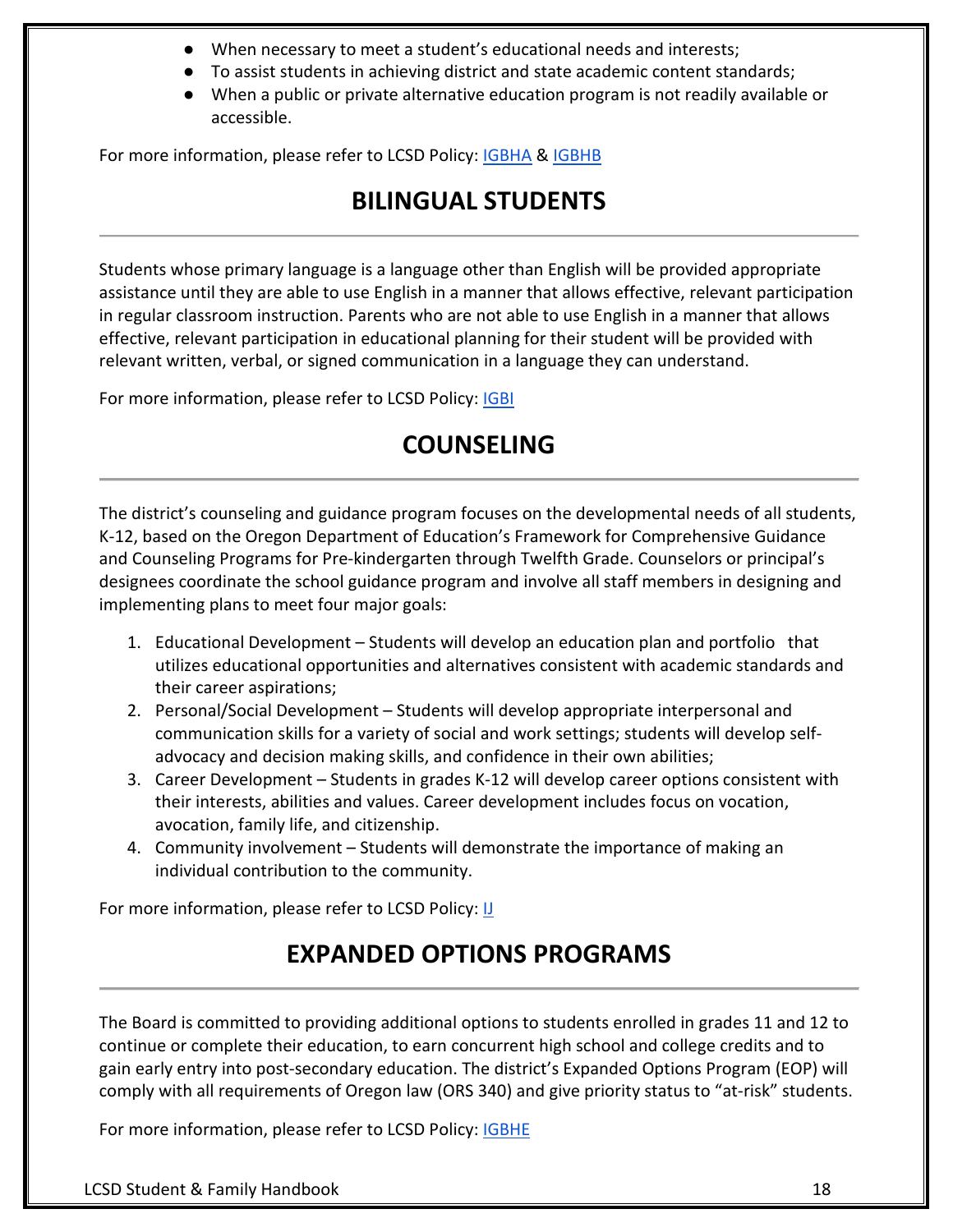- When necessary to meet a student's educational needs and interests;
- To assist students in achieving district and state academic content standards;
- When a public or private alternative education program is not readily available or accessible.

For more information, please refer to LCSD Policy: IGBHA & IGBHB

## BILINGUAL STUDENTS

Students whose primary language is a language other than English will be provided appropriate assistance until they are able to use English in a manner that allows effective, relevant participation in regular classroom instruction. Parents who are not able to use English in a manner that allows effective, relevant participation in educational planning for their student will be provided with relevant written, verbal, or signed communication in a language they can understand.

For more information, please refer to LCSD Policy: IGBI

## COUNSELING

The district's counseling and guidance program focuses on the developmental needs of all students, K-12, based on the Oregon Department of Education's Framework for Comprehensive Guidance and Counseling Programs for Pre-kindergarten through Twelfth Grade. Counselors or principal's designees coordinate the school guidance program and involve all staff members in designing and implementing plans to meet four major goals:

1. Educational Development – Students will develop an education plan and portfolio that utilizes educational opportunities and alternatives consistent with academic standards and their career aspirations;
2. Personal/Social Development – Students will develop appropriate interpersonal and communication skills for a variety of social and work settings; students will develop self-advocacy and decision making skills, and confidence in their own abilities;
3. Career Development – Students in grades K-12 will develop career options consistent with their interests, abilities and values. Career development includes focus on vocation, avocation, family life, and citizenship.
4. Community involvement – Students will demonstrate the importance of making an individual contribution to the community.

For more information, please refer to LCSD Policy: IJ

## EXPANDED OPTIONS PROGRAMS

The Board is committed to providing additional options to students enrolled in grades 11 and 12 to continue or complete their education, to earn concurrent high school and college credits and to gain early entry into post-secondary education. The district's Expanded Options Program (EOP) will comply with all requirements of Oregon law (ORS 340) and give priority status to "at-risk" students.

For more information, please refer to LCSD Policy: IGBHE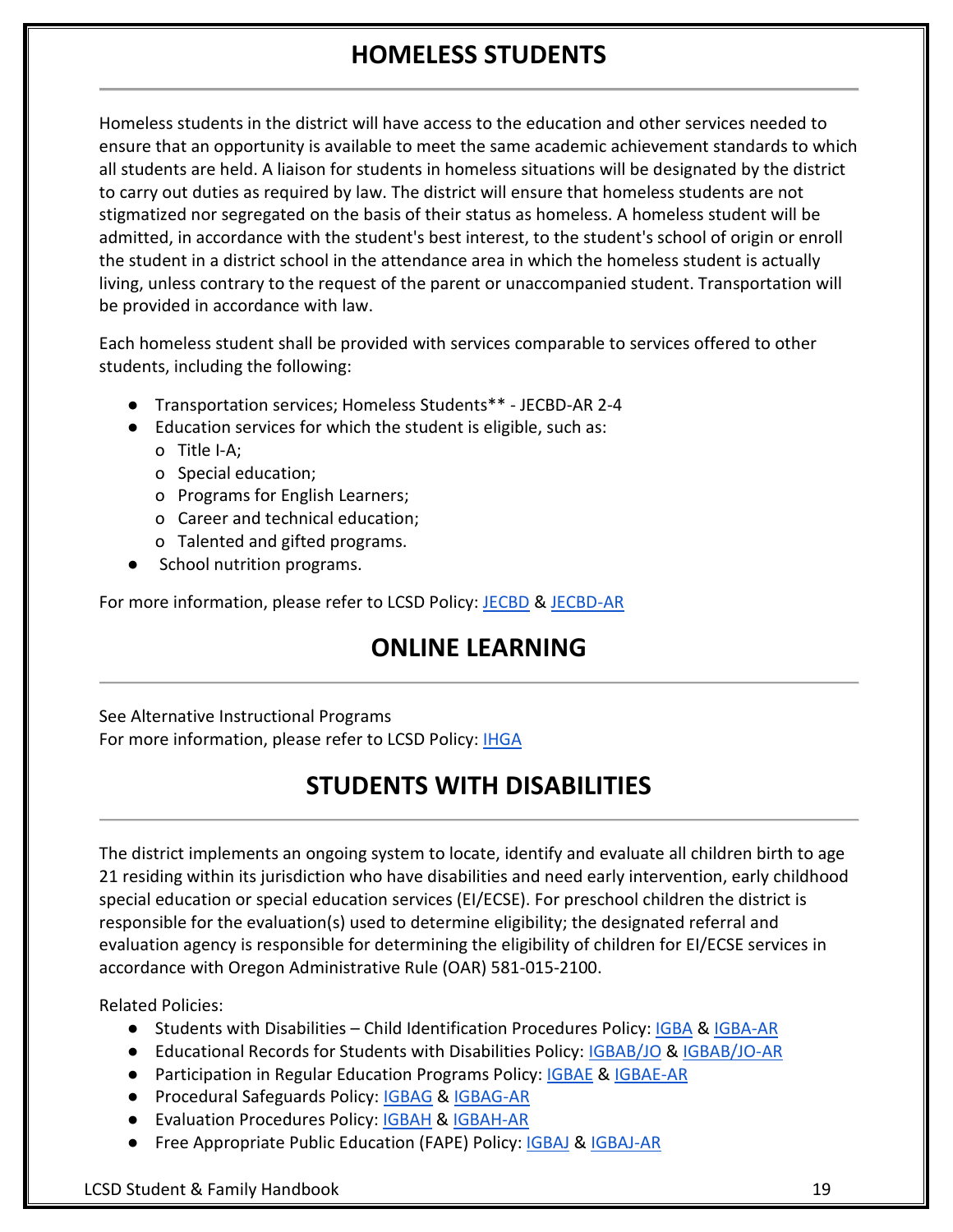# HOMELESS STUDENTS

Homeless students in the district will have access to the education and other services needed to ensure that an opportunity is available to meet the same academic achievement standards to which all students are held. A liaison for students in homeless situations will be designated by the district to carry out duties as required by law. The district will ensure that homeless students are not stigmatized nor segregated on the basis of their status as homeless. A homeless student will be admitted, in accordance with the student's best interest, to the student's school of origin or enroll the student in a district school in the attendance area in which the homeless student is actually living, unless contrary to the request of the parent or unaccompanied student. Transportation will be provided in accordance with law.

Each homeless student shall be provided with services comparable to services offered to other students, including the following:

- Transportation services; Homeless Students** - JECBD-AR 2-4
- Education services for which the student is eligible, such as:
  - Title I-A;
  - Special education;
  - Programs for English Learners;
  - Career and technical education;
  - Talented and gifted programs.
- School nutrition programs.

For more information, please refer to LCSD Policy: JECBD & JECBD-AR

# ONLINE LEARNING

See Alternative Instructional Programs
For more information, please refer to LCSD Policy: IHGA

# STUDENTS WITH DISABILITIES

The district implements an ongoing system to locate, identify and evaluate all children birth to age 21 residing within its jurisdiction who have disabilities and need early intervention, early childhood special education or special education services (EI/ECSE). For preschool children the district is responsible for the evaluation(s) used to determine eligibility; the designated referral and evaluation agency is responsible for determining the eligibility of children for EI/ECSE services in accordance with Oregon Administrative Rule (OAR) 581-015-2100.

Related Policies:

- Students with Disabilities – Child Identification Procedures Policy: IGBA & IGBA-AR
- Educational Records for Students with Disabilities Policy: IGBAB/JO & IGBAB/JO-AR
- Participation in Regular Education Programs Policy: IGBAE & IGBAE-AR
- Procedural Safeguards Policy: IGBAG & IGBAG-AR
- Evaluation Procedures Policy: IGBAH & IGBAH-AR
- Free Appropriate Public Education (FAPE) Policy: IGBAJ & IGBAJ-AR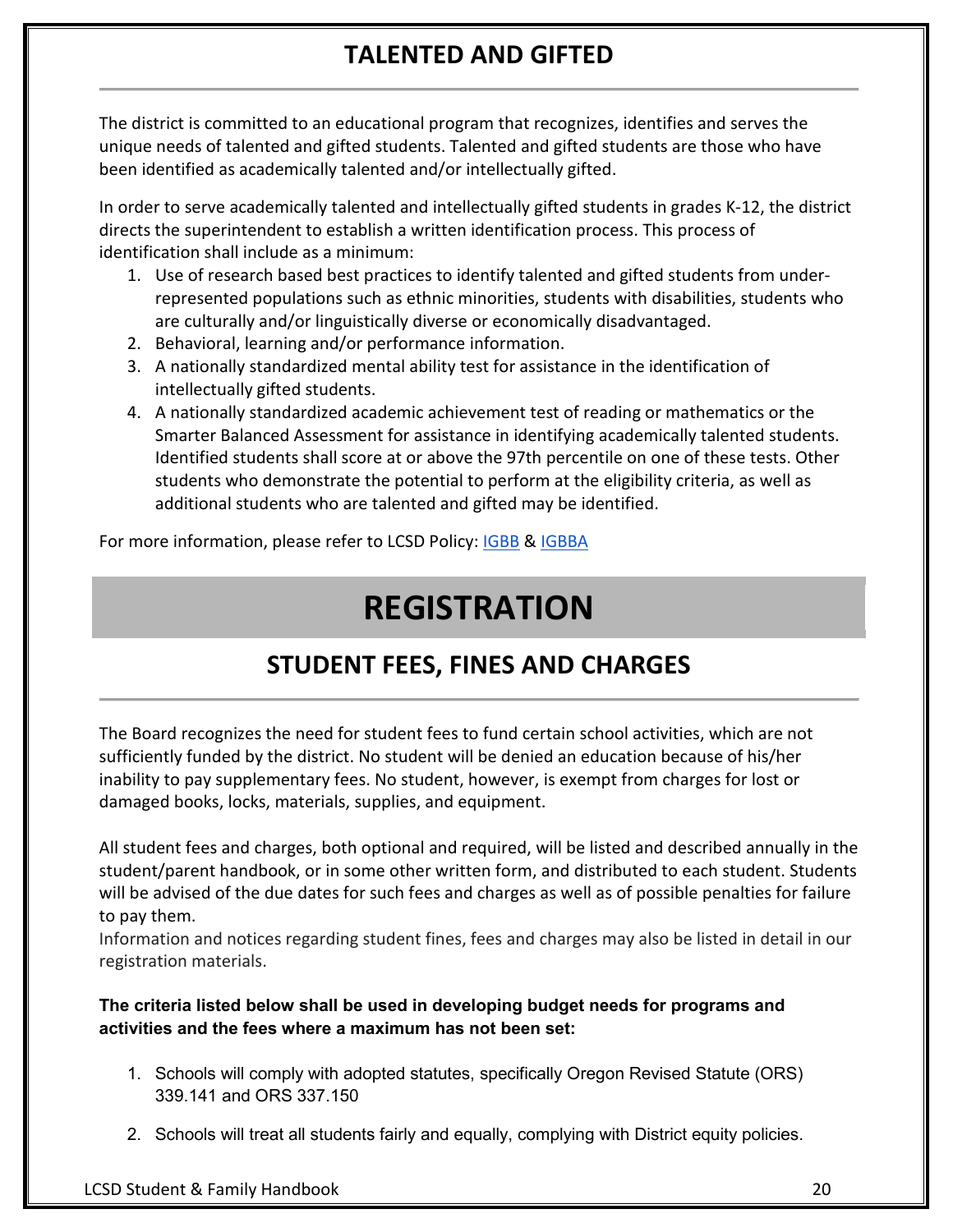## TALENTED AND GIFTED

The district is committed to an educational program that recognizes, identifies and serves the unique needs of talented and gifted students. Talented and gifted students are those who have been identified as academically talented and/or intellectually gifted.

In order to serve academically talented and intellectually gifted students in grades K-12, the district directs the superintendent to establish a written identification process. This process of identification shall include as a minimum:

1. Use of research based best practices to identify talented and gifted students from under-represented populations such as ethnic minorities, students with disabilities, students who are culturally and/or linguistically diverse or economically disadvantaged.
2. Behavioral, learning and/or performance information.
3. A nationally standardized mental ability test for assistance in the identification of intellectually gifted students.
4. A nationally standardized academic achievement test of reading or mathematics or the Smarter Balanced Assessment for assistance in identifying academically talented students. Identified students shall score at or above the 97th percentile on one of these tests. Other students who demonstrate the potential to perform at the eligibility criteria, as well as additional students who are talented and gifted may be identified.

For more information, please refer to LCSD Policy: IGBB & IGBBA

# REGISTRATION

## STUDENT FEES, FINES AND CHARGES

The Board recognizes the need for student fees to fund certain school activities, which are not sufficiently funded by the district. No student will be denied an education because of his/her inability to pay supplementary fees. No student, however, is exempt from charges for lost or damaged books, locks, materials, supplies, and equipment.

All student fees and charges, both optional and required, will be listed and described annually in the student/parent handbook, or in some other written form, and distributed to each student. Students will be advised of the due dates for such fees and charges as well as of possible penalties for failure to pay them.
Information and notices regarding student fines, fees and charges may also be listed in detail in our registration materials.

**The criteria listed below shall be used in developing budget needs for programs and activities and the fees where a maximum has not been set:**

1. Schools will comply with adopted statutes, specifically Oregon Revised Statute (ORS) 339.141 and ORS 337.150
2. Schools will treat all students fairly and equally, complying with District equity policies.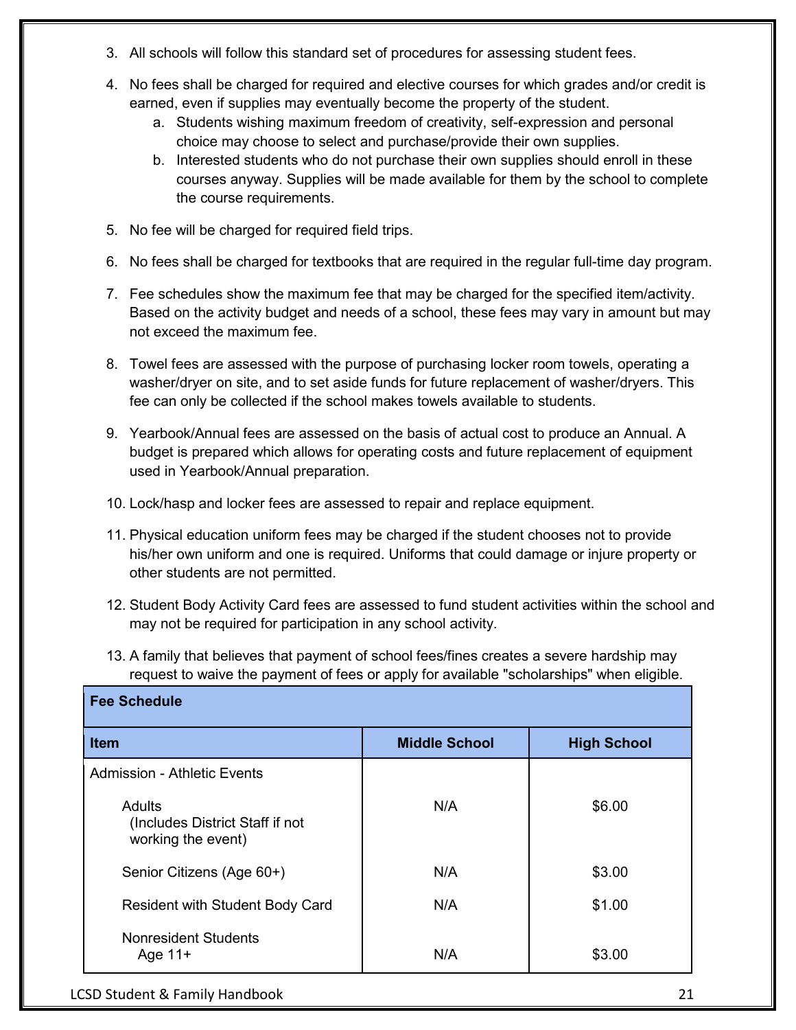3. All schools will follow this standard set of procedures for assessing student fees.

4. No fees shall be charged for required and elective courses for which grades and/or credit is earned, even if supplies may eventually become the property of the student.
   a. Students wishing maximum freedom of creativity, self-expression and personal choice may choose to select and purchase/provide their own supplies.
   b. Interested students who do not purchase their own supplies should enroll in these courses anyway. Supplies will be made available for them by the school to complete the course requirements.

5. No fee will be charged for required field trips.

6. No fees shall be charged for textbooks that are required in the regular full-time day program.

7. Fee schedules show the maximum fee that may be charged for the specified item/activity. Based on the activity budget and needs of a school, these fees may vary in amount but may not exceed the maximum fee.

8. Towel fees are assessed with the purpose of purchasing locker room towels, operating a washer/dryer on site, and to set aside funds for future replacement of washer/dryers. This fee can only be collected if the school makes towels available to students.

9. Yearbook/Annual fees are assessed on the basis of actual cost to produce an Annual. A budget is prepared which allows for operating costs and future replacement of equipment used in Yearbook/Annual preparation.

10. Lock/hasp and locker fees are assessed to repair and replace equipment.

11. Physical education uniform fees may be charged if the student chooses not to provide his/her own uniform and one is required. Uniforms that could damage or injure property or other students are not permitted.

12. Student Body Activity Card fees are assessed to fund student activities within the school and may not be required for participation in any school activity.

13. A family that believes that payment of school fees/fines creates a severe hardship may request to waive the payment of fees or apply for available "scholarships" when eligible.

| **Fee Schedule** | | |
|---|---|---|
| **Item** | **Middle School** | **High School** |
| Admission - Athletic Events | | |
| Adults (Includes District Staff if not working the event) | N/A | $6.00 |
| Senior Citizens (Age 60+) | N/A | $3.00 |
| Resident with Student Body Card | N/A | $1.00 |
| Nonresident Students Age 11+ | N/A | $3.00 |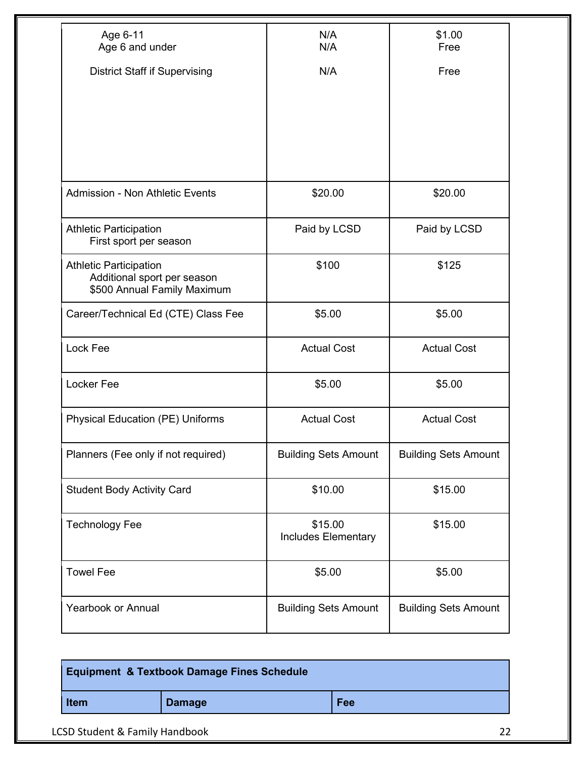| | | |
|---|---|---|
| Age 6-11<br>Age 6 and under<br><br>District Staff if Supervising | N/A<br>N/A<br><br>N/A | $1.00<br>Free<br><br>Free |
| Admission - Non Athletic Events | $20.00 | $20.00 |
| Athletic Participation<br>First sport per season | Paid by LCSD | Paid by LCSD |
| Athletic Participation<br>Additional sport per season<br>$500 Annual Family Maximum | $100 | $125 |
| Career/Technical Ed (CTE) Class Fee | $5.00 | $5.00 |
| Lock Fee | Actual Cost | Actual Cost |
| Locker Fee | $5.00 | $5.00 |
| Physical Education (PE) Uniforms | Actual Cost | Actual Cost |
| Planners (Fee only if not required) | Building Sets Amount | Building Sets Amount |
| Student Body Activity Card | $10.00 | $15.00 |
| Technology Fee | $15.00<br>Includes Elementary | $15.00 |
| Towel Fee | $5.00 | $5.00 |
| Yearbook or Annual | Building Sets Amount | Building Sets Amount |

| Equipment & Textbook Damage Fines Schedule | | |
|---|---|---|
| **Item** | **Damage** | **Fee** |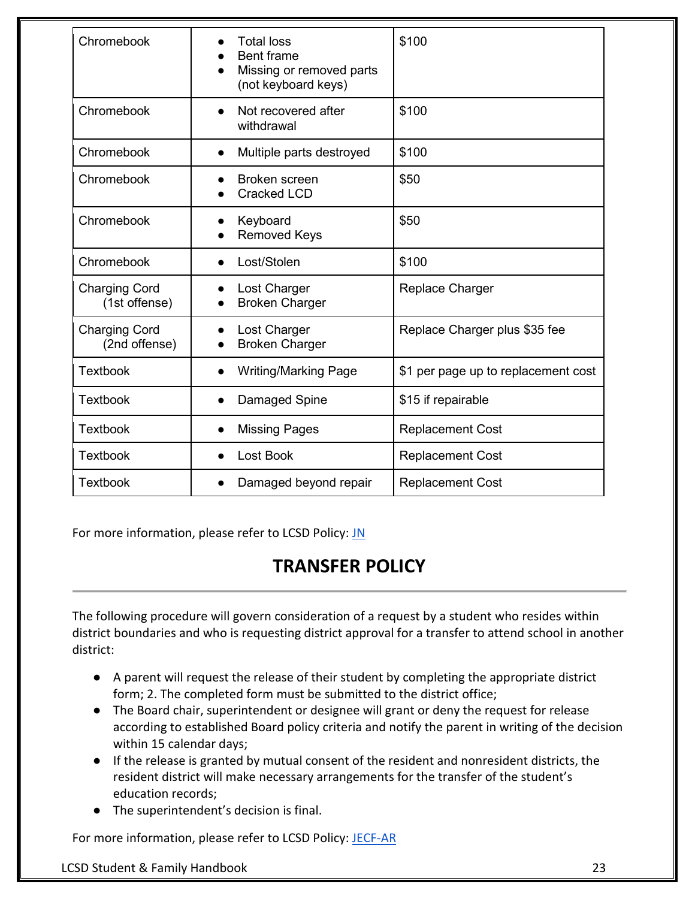| | | |
|---|---|---|
| Chromebook | • Total loss<br>• Bent frame<br>• Missing or removed parts (not keyboard keys) | $100 |
| Chromebook | • Not recovered after withdrawal | $100 |
| Chromebook | • Multiple parts destroyed | $100 |
| Chromebook | • Broken screen<br>• Cracked LCD | $50 |
| Chromebook | • Keyboard<br>• Removed Keys | $50 |
| Chromebook | • Lost/Stolen | $100 |
| Charging Cord (1st offense) | • Lost Charger<br>• Broken Charger | Replace Charger |
| Charging Cord (2nd offense) | • Lost Charger<br>• Broken Charger | Replace Charger plus $35 fee |
| Textbook | • Writing/Marking Page | $1 per page up to replacement cost |
| Textbook | • Damaged Spine | $15 if repairable |
| Textbook | • Missing Pages | Replacement Cost |
| Textbook | • Lost Book | Replacement Cost |
| Textbook | • Damaged beyond repair | Replacement Cost |

For more information, please refer to LCSD Policy: JN

## TRANSFER POLICY

The following procedure will govern consideration of a request by a student who resides within district boundaries and who is requesting district approval for a transfer to attend school in another district:

- A parent will request the release of their student by completing the appropriate district form; 2. The completed form must be submitted to the district office;
- The Board chair, superintendent or designee will grant or deny the request for release according to established Board policy criteria and notify the parent in writing of the decision within 15 calendar days;
- If the release is granted by mutual consent of the resident and nonresident districts, the resident district will make necessary arrangements for the transfer of the student's education records;
- The superintendent's decision is final.

For more information, please refer to LCSD Policy: JECF-AR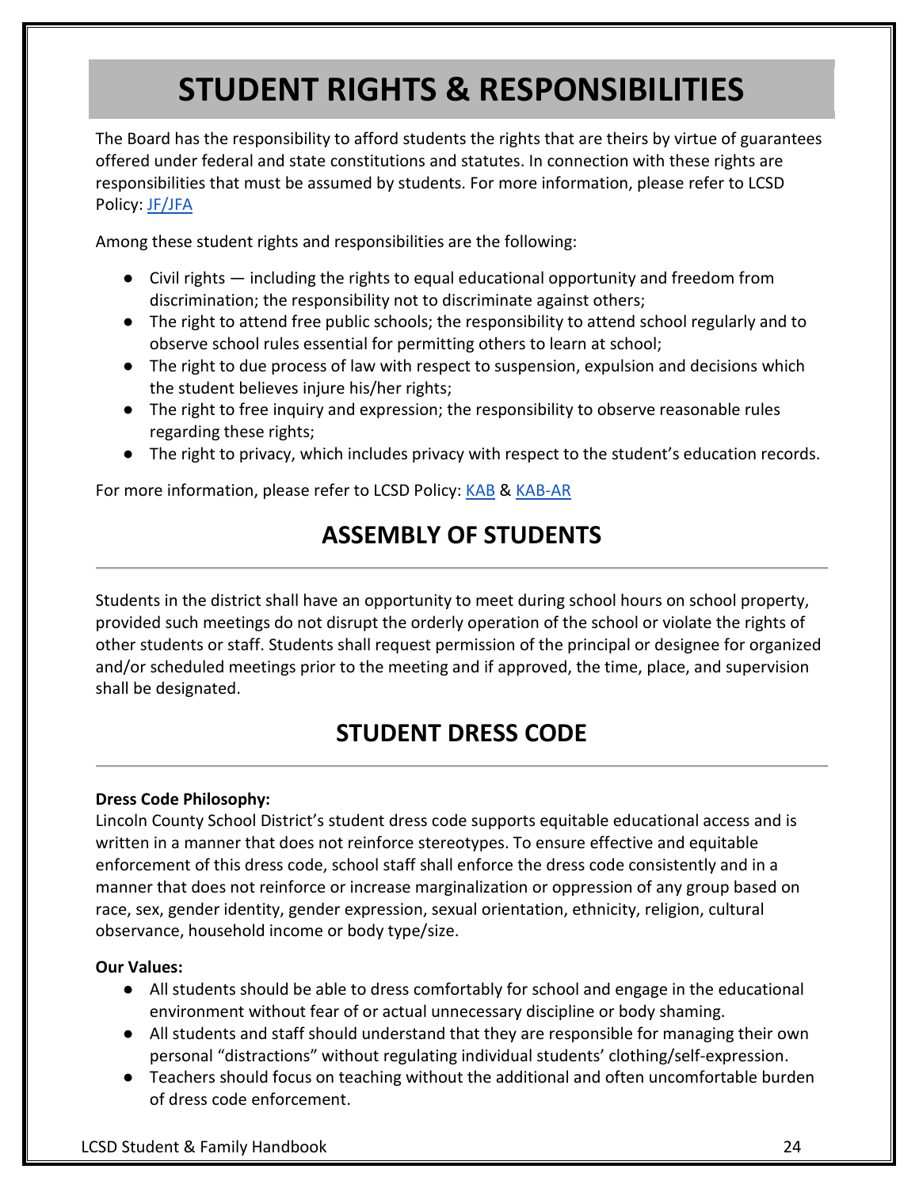# STUDENT RIGHTS & RESPONSIBILITIES

The Board has the responsibility to afford students the rights that are theirs by virtue of guarantees offered under federal and state constitutions and statutes. In connection with these rights are responsibilities that must be assumed by students. For more information, please refer to LCSD Policy: JF/JFA

Among these student rights and responsibilities are the following:

- Civil rights — including the rights to equal educational opportunity and freedom from discrimination; the responsibility not to discriminate against others;
- The right to attend free public schools; the responsibility to attend school regularly and to observe school rules essential for permitting others to learn at school;
- The right to due process of law with respect to suspension, expulsion and decisions which the student believes injure his/her rights;
- The right to free inquiry and expression; the responsibility to observe reasonable rules regarding these rights;
- The right to privacy, which includes privacy with respect to the student's education records.

For more information, please refer to LCSD Policy: KAB & KAB-AR

## ASSEMBLY OF STUDENTS

Students in the district shall have an opportunity to meet during school hours on school property, provided such meetings do not disrupt the orderly operation of the school or violate the rights of other students or staff. Students shall request permission of the principal or designee for organized and/or scheduled meetings prior to the meeting and if approved, the time, place, and supervision shall be designated.

## STUDENT DRESS CODE

**Dress Code Philosophy:**
Lincoln County School District's student dress code supports equitable educational access and is written in a manner that does not reinforce stereotypes. To ensure effective and equitable enforcement of this dress code, school staff shall enforce the dress code consistently and in a manner that does not reinforce or increase marginalization or oppression of any group based on race, sex, gender identity, gender expression, sexual orientation, ethnicity, religion, cultural observance, household income or body type/size.

**Our Values:**

- All students should be able to dress comfortably for school and engage in the educational environment without fear of or actual unnecessary discipline or body shaming.
- All students and staff should understand that they are responsible for managing their own personal "distractions" without regulating individual students' clothing/self-expression.
- Teachers should focus on teaching without the additional and often uncomfortable burden of dress code enforcement.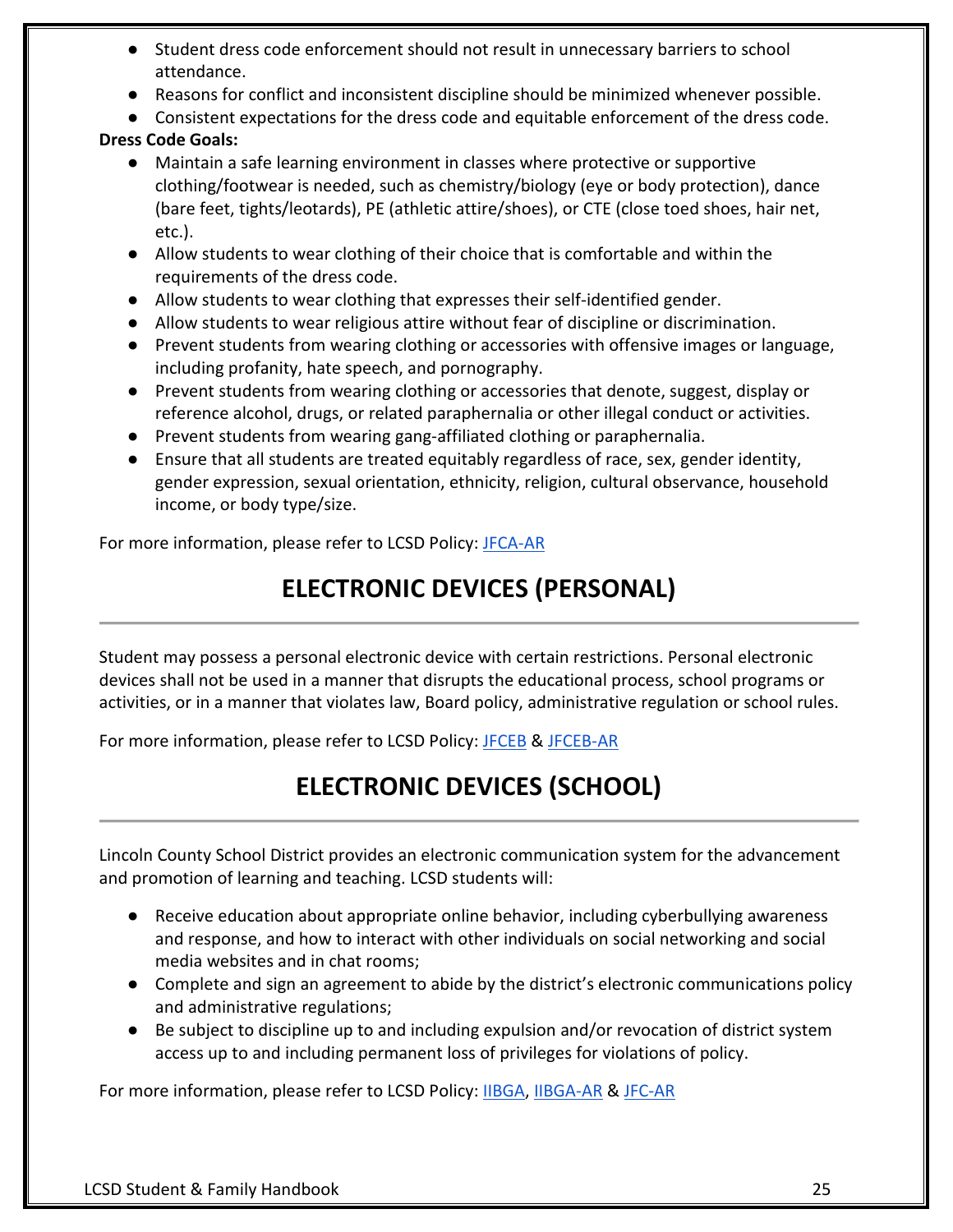- Student dress code enforcement should not result in unnecessary barriers to school attendance.
- Reasons for conflict and inconsistent discipline should be minimized whenever possible.
- Consistent expectations for the dress code and equitable enforcement of the dress code.

**Dress Code Goals:**

- Maintain a safe learning environment in classes where protective or supportive clothing/footwear is needed, such as chemistry/biology (eye or body protection), dance (bare feet, tights/leotards), PE (athletic attire/shoes), or CTE (close toed shoes, hair net, etc.).
- Allow students to wear clothing of their choice that is comfortable and within the requirements of the dress code.
- Allow students to wear clothing that expresses their self-identified gender.
- Allow students to wear religious attire without fear of discipline or discrimination.
- Prevent students from wearing clothing or accessories with offensive images or language, including profanity, hate speech, and pornography.
- Prevent students from wearing clothing or accessories that denote, suggest, display or reference alcohol, drugs, or related paraphernalia or other illegal conduct or activities.
- Prevent students from wearing gang-affiliated clothing or paraphernalia.
- Ensure that all students are treated equitably regardless of race, sex, gender identity, gender expression, sexual orientation, ethnicity, religion, cultural observance, household income, or body type/size.

For more information, please refer to LCSD Policy: JFCA-AR

# ELECTRONIC DEVICES (PERSONAL)

Student may possess a personal electronic device with certain restrictions. Personal electronic devices shall not be used in a manner that disrupts the educational process, school programs or activities, or in a manner that violates law, Board policy, administrative regulation or school rules.

For more information, please refer to LCSD Policy: JFCEB & JFCEB-AR

# ELECTRONIC DEVICES (SCHOOL)

Lincoln County School District provides an electronic communication system for the advancement and promotion of learning and teaching. LCSD students will:

- Receive education about appropriate online behavior, including cyberbullying awareness and response, and how to interact with other individuals on social networking and social media websites and in chat rooms;
- Complete and sign an agreement to abide by the district's electronic communications policy and administrative regulations;
- Be subject to discipline up to and including expulsion and/or revocation of district system access up to and including permanent loss of privileges for violations of policy.

For more information, please refer to LCSD Policy: IIBGA, IIBGA-AR & JFC-AR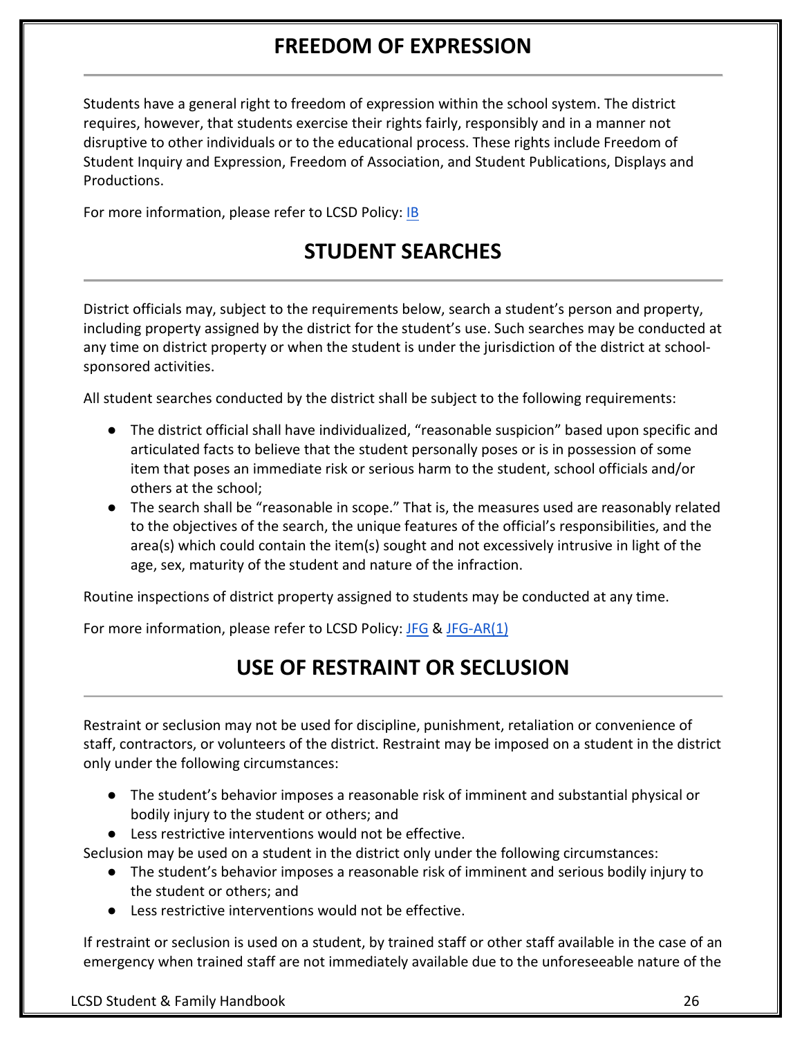## FREEDOM OF EXPRESSION

Students have a general right to freedom of expression within the school system. The district requires, however, that students exercise their rights fairly, responsibly and in a manner not disruptive to other individuals or to the educational process. These rights include Freedom of Student Inquiry and Expression, Freedom of Association, and Student Publications, Displays and Productions.

For more information, please refer to LCSD Policy: IB

## STUDENT SEARCHES

District officials may, subject to the requirements below, search a student's person and property, including property assigned by the district for the student's use. Such searches may be conducted at any time on district property or when the student is under the jurisdiction of the district at school-sponsored activities.

All student searches conducted by the district shall be subject to the following requirements:

- The district official shall have individualized, "reasonable suspicion" based upon specific and articulated facts to believe that the student personally poses or is in possession of some item that poses an immediate risk or serious harm to the student, school officials and/or others at the school;
- The search shall be "reasonable in scope." That is, the measures used are reasonably related to the objectives of the search, the unique features of the official's responsibilities, and the area(s) which could contain the item(s) sought and not excessively intrusive in light of the age, sex, maturity of the student and nature of the infraction.

Routine inspections of district property assigned to students may be conducted at any time.

For more information, please refer to LCSD Policy: JFG & JFG-AR(1)

## USE OF RESTRAINT OR SECLUSION

Restraint or seclusion may not be used for discipline, punishment, retaliation or convenience of staff, contractors, or volunteers of the district. Restraint may be imposed on a student in the district only under the following circumstances:

- The student's behavior imposes a reasonable risk of imminent and substantial physical or bodily injury to the student or others; and
- Less restrictive interventions would not be effective.

Seclusion may be used on a student in the district only under the following circumstances:

- The student's behavior imposes a reasonable risk of imminent and serious bodily injury to the student or others; and
- Less restrictive interventions would not be effective.

If restraint or seclusion is used on a student, by trained staff or other staff available in the case of an emergency when trained staff are not immediately available due to the unforeseeable nature of the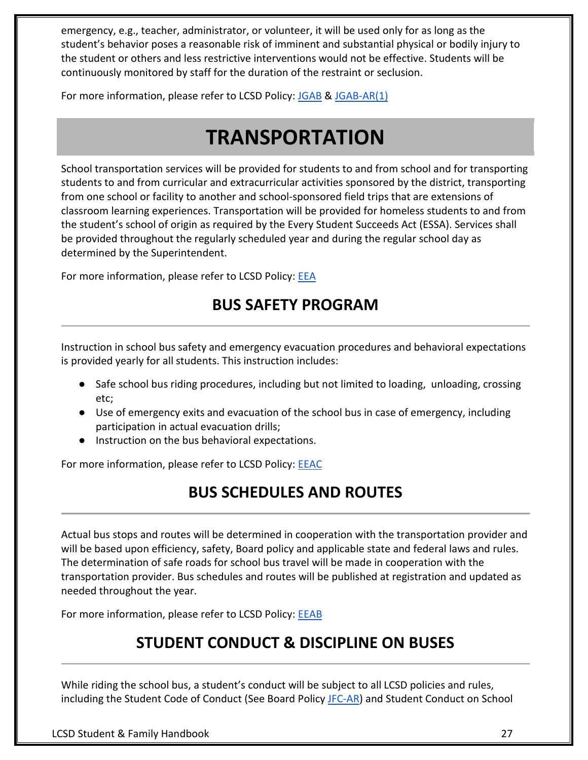emergency, e.g., teacher, administrator, or volunteer, it will be used only for as long as the student's behavior poses a reasonable risk of imminent and substantial physical or bodily injury to the student or others and less restrictive interventions would not be effective. Students will be continuously monitored by staff for the duration of the restraint or seclusion.

For more information, please refer to LCSD Policy: JGAB & JGAB-AR(1)

# TRANSPORTATION

School transportation services will be provided for students to and from school and for transporting students to and from curricular and extracurricular activities sponsored by the district, transporting from one school or facility to another and school-sponsored field trips that are extensions of classroom learning experiences. Transportation will be provided for homeless students to and from the student's school of origin as required by the Every Student Succeeds Act (ESSA). Services shall be provided throughout the regularly scheduled year and during the regular school day as determined by the Superintendent.

For more information, please refer to LCSD Policy: EEA

## BUS SAFETY PROGRAM

Instruction in school bus safety and emergency evacuation procedures and behavioral expectations is provided yearly for all students. This instruction includes:

- Safe school bus riding procedures, including but not limited to loading, unloading, crossing etc;
- Use of emergency exits and evacuation of the school bus in case of emergency, including participation in actual evacuation drills;
- Instruction on the bus behavioral expectations.

For more information, please refer to LCSD Policy: EEAC

## BUS SCHEDULES AND ROUTES

Actual bus stops and routes will be determined in cooperation with the transportation provider and will be based upon efficiency, safety, Board policy and applicable state and federal laws and rules. The determination of safe roads for school bus travel will be made in cooperation with the transportation provider. Bus schedules and routes will be published at registration and updated as needed throughout the year.

For more information, please refer to LCSD Policy: EEAB

## STUDENT CONDUCT & DISCIPLINE ON BUSES

While riding the school bus, a student's conduct will be subject to all LCSD policies and rules, including the Student Code of Conduct (See Board Policy JFC-AR) and Student Conduct on School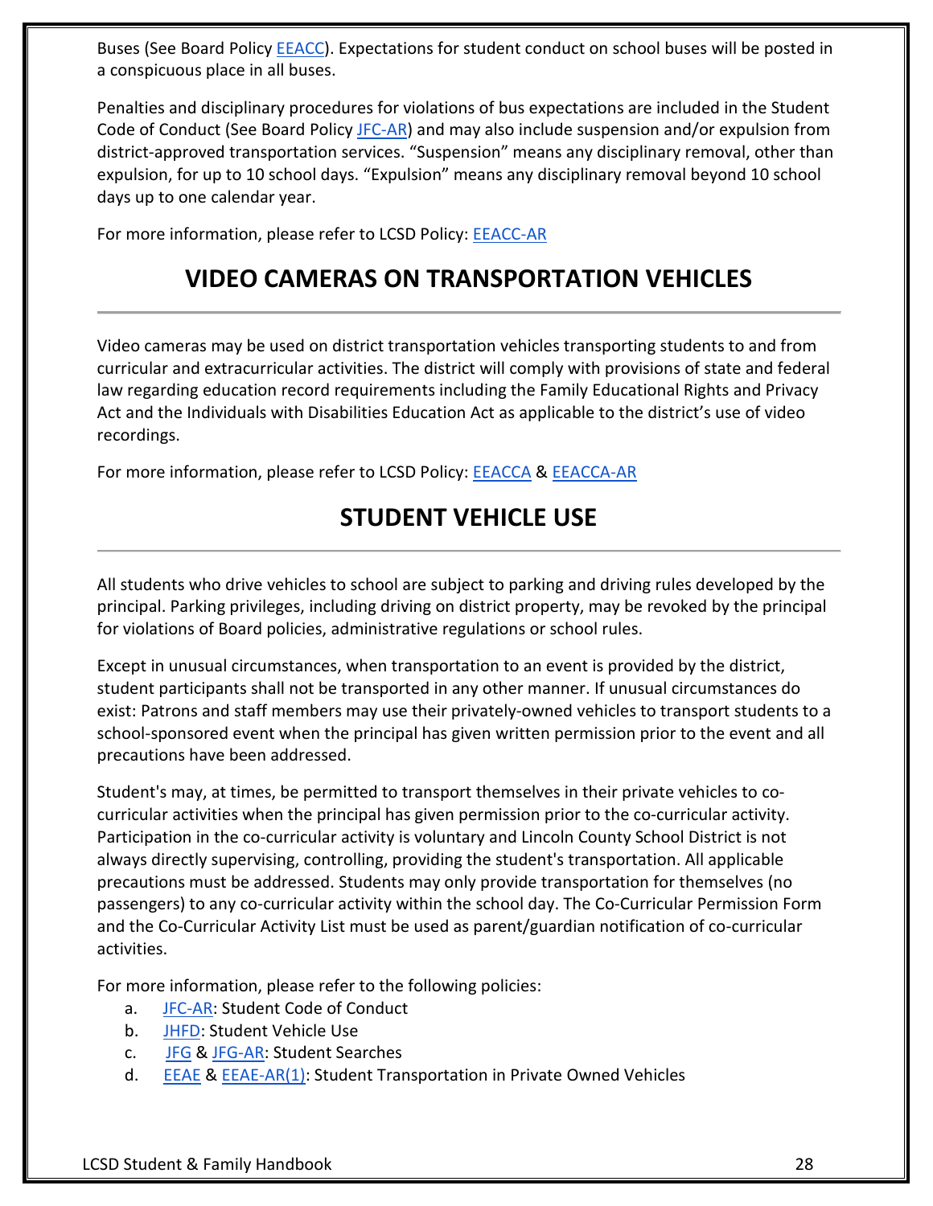Buses (See Board Policy EEACC). Expectations for student conduct on school buses will be posted in a conspicuous place in all buses.

Penalties and disciplinary procedures for violations of bus expectations are included in the Student Code of Conduct (See Board Policy JFC-AR) and may also include suspension and/or expulsion from district-approved transportation services. "Suspension" means any disciplinary removal, other than expulsion, for up to 10 school days. "Expulsion" means any disciplinary removal beyond 10 school days up to one calendar year.

For more information, please refer to LCSD Policy: EEACC-AR

## VIDEO CAMERAS ON TRANSPORTATION VEHICLES

Video cameras may be used on district transportation vehicles transporting students to and from curricular and extracurricular activities. The district will comply with provisions of state and federal law regarding education record requirements including the Family Educational Rights and Privacy Act and the Individuals with Disabilities Education Act as applicable to the district's use of video recordings.

For more information, please refer to LCSD Policy: EEACCA & EEACCA-AR

## STUDENT VEHICLE USE

All students who drive vehicles to school are subject to parking and driving rules developed by the principal. Parking privileges, including driving on district property, may be revoked by the principal for violations of Board policies, administrative regulations or school rules.

Except in unusual circumstances, when transportation to an event is provided by the district, student participants shall not be transported in any other manner. If unusual circumstances do exist: Patrons and staff members may use their privately-owned vehicles to transport students to a school-sponsored event when the principal has given written permission prior to the event and all precautions have been addressed.

Student's may, at times, be permitted to transport themselves in their private vehicles to co-curricular activities when the principal has given permission prior to the co-curricular activity. Participation in the co-curricular activity is voluntary and Lincoln County School District is not always directly supervising, controlling, providing the student's transportation. All applicable precautions must be addressed. Students may only provide transportation for themselves (no passengers) to any co-curricular activity within the school day. The Co-Curricular Permission Form and the Co-Curricular Activity List must be used as parent/guardian notification of co-curricular activities.

For more information, please refer to the following policies:

a. JFC-AR: Student Code of Conduct
b. JHFD: Student Vehicle Use
c. JFG & JFG-AR: Student Searches
d. EEAE & EEAE-AR(1): Student Transportation in Private Owned Vehicles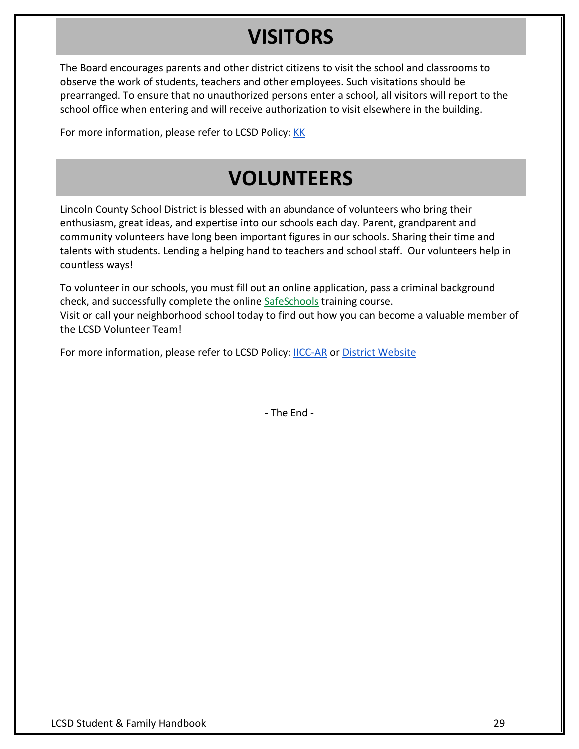# VISITORS

The Board encourages parents and other district citizens to visit the school and classrooms to observe the work of students, teachers and other employees. Such visitations should be prearranged. To ensure that no unauthorized persons enter a school, all visitors will report to the school office when entering and will receive authorization to visit elsewhere in the building.

For more information, please refer to LCSD Policy: KK

# VOLUNTEERS

Lincoln County School District is blessed with an abundance of volunteers who bring their enthusiasm, great ideas, and expertise into our schools each day. Parent, grandparent and community volunteers have long been important figures in our schools. Sharing their time and talents with students. Lending a helping hand to teachers and school staff. Our volunteers help in countless ways!

To volunteer in our schools, you must fill out an online application, pass a criminal background check, and successfully complete the online SafeSchools training course.
Visit or call your neighborhood school today to find out how you can become a valuable member of the LCSD Volunteer Team!

For more information, please refer to LCSD Policy: IICC-AR or District Website

- The End -